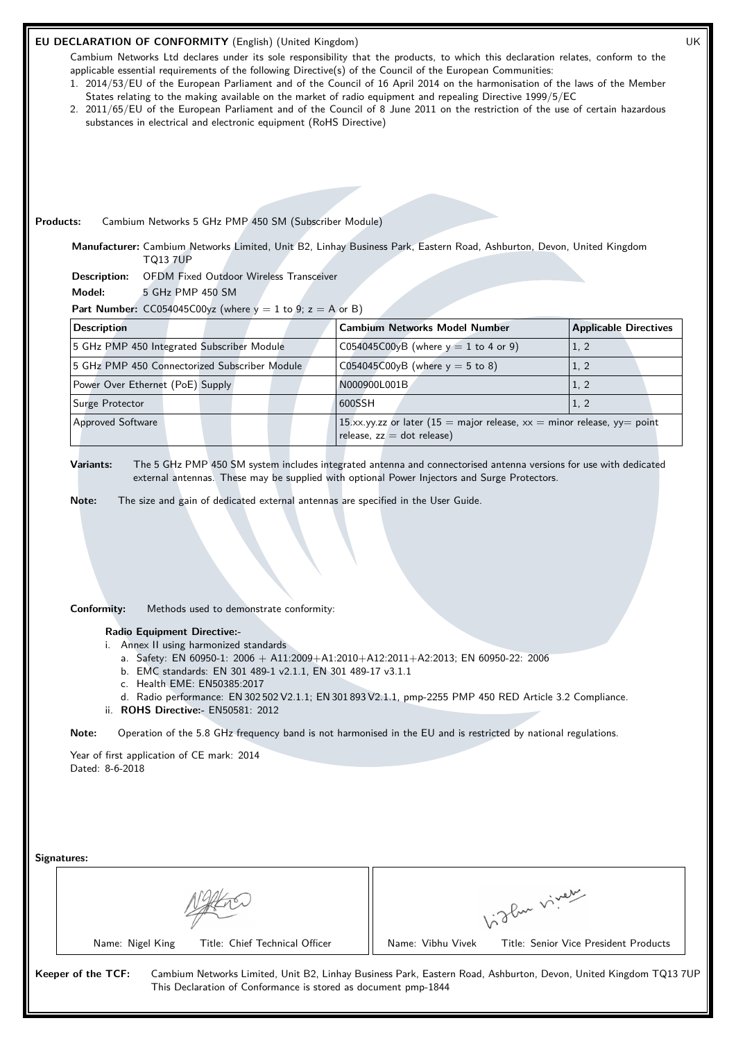## EU DECLARATION OF CONFORMITY (English) (United Kingdom)

UK

Cambium Networks Ltd declares under its sole responsibility that the products, to which this declaration relates, conform to the applicable essential requirements of the following Directive(s) of the Council of the European Communities:

1. 2014/53/EU of the European Parliament and of the Council of 16 April 2014 on the harmonisation of the laws of the Member States relating to the making available on the market of radio equipment and repealing Directive 1999/5/EC
2. 2011/65/EU of the European Parliament and of the Council of 8 June 2011 on the restriction of the use of certain hazardous substances in electrical and electronic equipment (RoHS Directive)

**Products:** Cambium Networks 5 GHz PMP 450 SM (Subscriber Module)

**Manufacturer:** Cambium Networks Limited, Unit B2, Linhay Business Park, Eastern Road, Ashburton, Devon, United Kingdom TQ13 7UP

**Description:** OFDM Fixed Outdoor Wireless Transceiver

**Model:** 5 GHz PMP 450 SM

**Part Number:** CC054045C00yz (where y = 1 to 9; z = A or B)

| Description | Cambium Networks Model Number | Applicable Directives |
|---|---|---|
| 5 GHz PMP 450 Integrated Subscriber Module | C054045C00yB (where y = 1 to 4 or 9) | 1, 2 |
| 5 GHz PMP 450 Connectorized Subscriber Module | C054045C00yB (where y = 5 to 8) | 1, 2 |
| Power Over Ethernet (PoE) Supply | N000900L001B | 1, 2 |
| Surge Protector | 600SSH | 1, 2 |
| Approved Software | 15.xx.yy.zz or later (15 = major release, xx = minor release, yy= point release, zz = dot release) | |

**Variants:** The 5 GHz PMP 450 SM system includes integrated antenna and connectorised antenna versions for use with dedicated external antennas. These may be supplied with optional Power Injectors and Surge Protectors.

**Note:** The size and gain of dedicated external antennas are specified in the User Guide.

**Conformity:** Methods used to demonstrate conformity:

**Radio Equipment Directive:-**

i. Annex II using harmonized standards
   a. Safety: EN 60950-1: 2006 + A11:2009+A1:2010+A12:2011+A2:2013; EN 60950-22: 2006
   b. EMC standards: EN 301 489-1 v2.1.1, EN 301 489-17 v3.1.1
   c. Health EME: EN50385:2017
   d. Radio performance: EN 302 502 V2.1.1; EN 301 893 V2.1.1, pmp-2255 PMP 450 RED Article 3.2 Compliance.

ii. **ROHS Directive:-** EN50581: 2012

**Note:** Operation of the 5.8 GHz frequency band is not harmonised in the EU and is restricted by national regulations.

Year of first application of CE mark: 2014

Dated: 8-6-2018

**Signatures:**

| Name: Nigel King | Title: Chief Technical Officer | Name: Vibhu Vivek | Title: Senior Vice President Products |
|---|---|---|---|

**Keeper of the TCF:** Cambium Networks Limited, Unit B2, Linhay Business Park, Eastern Road, Ashburton, Devon, United Kingdom TQ13 7UP

This Declaration of Conformance is stored as document pmp-1844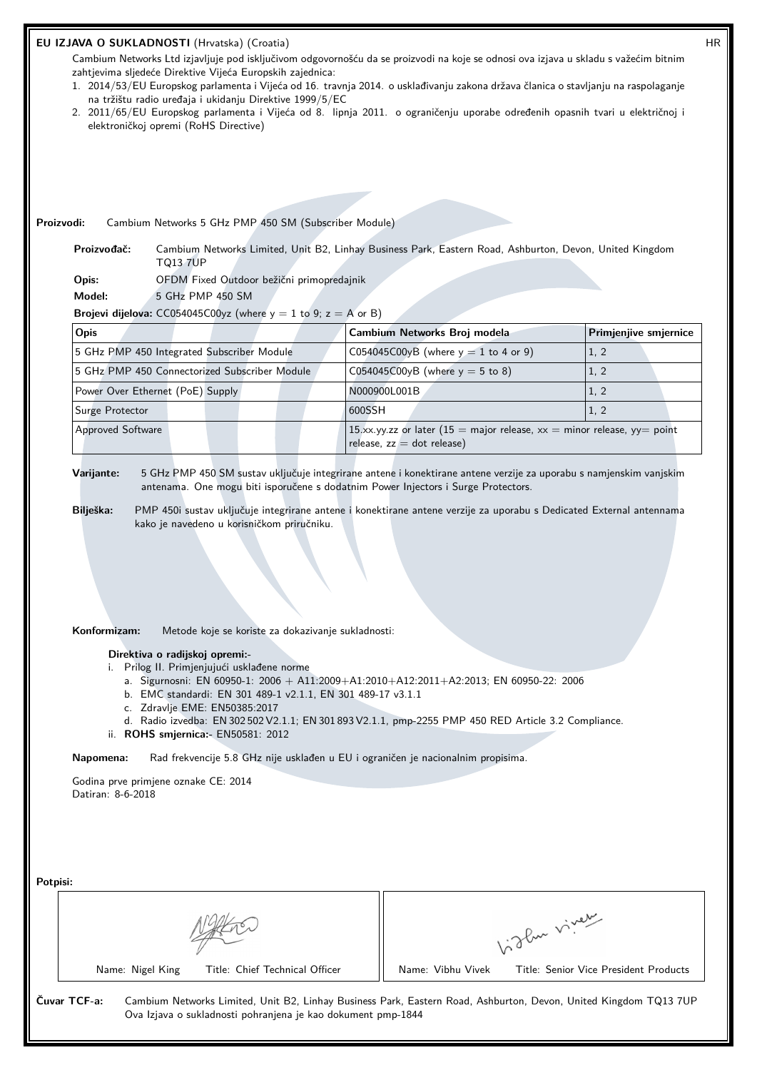## EU IZJAVA O SUKLADNOSTI (Hrvatska) (Croatia)

HR

Cambium Networks Ltd izjavljuje pod isključivom odgovornošću da se proizvodi na koje se odnosi ova izjava u skladu s važećim bitnim zahtjevima sljedeće Direktive Vijeća Europskih zajednica:

1. 2014/53/EU Europskog parlamenta i Vijeća od 16. travnja 2014. o usklađivanju zakona država članica o stavljanju na raspolaganje na tržištu radio uređaja i ukidanju Direktive 1999/5/EC
2. 2011/65/EU Europskog parlamenta i Vijeća od 8. lipnja 2011. o ograničenju uporabe određenih opasnih tvari u električnoj i elektroničkoj opremi (RoHS Directive)

**Proizvodi:** Cambium Networks 5 GHz PMP 450 SM (Subscriber Module)

**Proizvođač:** Cambium Networks Limited, Unit B2, Linhay Business Park, Eastern Road, Ashburton, Devon, United Kingdom TQ13 7UP

**Opis:** OFDM Fixed Outdoor bežični primopredajnik

**Model:** 5 GHz PMP 450 SM

**Brojevi dijelova:** CC054045C00yz (where y = 1 to 9; z = A or B)

| Opis | Cambium Networks Broj modela | Primjenjive smjernice |
|---|---|---|
| 5 GHz PMP 450 Integrated Subscriber Module | C054045C00yB (where y = 1 to 4 or 9) | 1, 2 |
| 5 GHz PMP 450 Connectorized Subscriber Module | C054045C00yB (where y = 5 to 8) | 1, 2 |
| Power Over Ethernet (PoE) Supply | N000900L001B | 1, 2 |
| Surge Protector | 600SSH | 1, 2 |
| Approved Software | 15.xx.yy.zz or later (15 = major release, xx = minor release, yy= point release, zz = dot release) | |

**Varijante:** 5 GHz PMP 450 SM sustav uključuje integrirane antene i konektirane antene verzije za uporabu s namjenskim vanjskim antenama. One mogu biti isporučene s dodatnim Power Injectors i Surge Protectors.

**Bilješka:** PMP 450i sustav uključuje integrirane antene i konektirane antene verzije za uporabu s Dedicated External antennama kako je navedeno u korisničkom priručniku.

**Konformizam:** Metode koje se koriste za dokazivanje sukladnosti:

**Direktiva o radijskoj opremi:-**

i. Prilog II. Primjenjujući usklađene norme
   a. Sigurnosni: EN 60950-1: 2006 + A11:2009+A1:2010+A12:2011+A2:2013; EN 60950-22: 2006
   b. EMC standardi: EN 301 489-1 v2.1.1, EN 301 489-17 v3.1.1
   c. Zdravlje EME: EN50385:2017
   d. Radio izvedba: EN 302 502 V2.1.1; EN 301 893 V2.1.1, pmp-2255 PMP 450 RED Article 3.2 Compliance.

ii. **ROHS smjernica:-** EN50581: 2012

**Napomena:** Rad frekvencije 5.8 GHz nije usklađen u EU i ograničen je nacionalnim propisima.

Godina prve primjene oznake CE: 2014
Datiran: 8-6-2018

**Potpisi:**

| Name: Nigel King Title: Chief Technical Officer | Name: Vibhu Vivek Title: Senior Vice President Products |
|---|---|

**Čuvar TCF-a:** Cambium Networks Limited, Unit B2, Linhay Business Park, Eastern Road, Ashburton, Devon, United Kingdom TQ13 7UP
Ova Izjava o sukladnosti pohranjena je kao dokument pmp-1844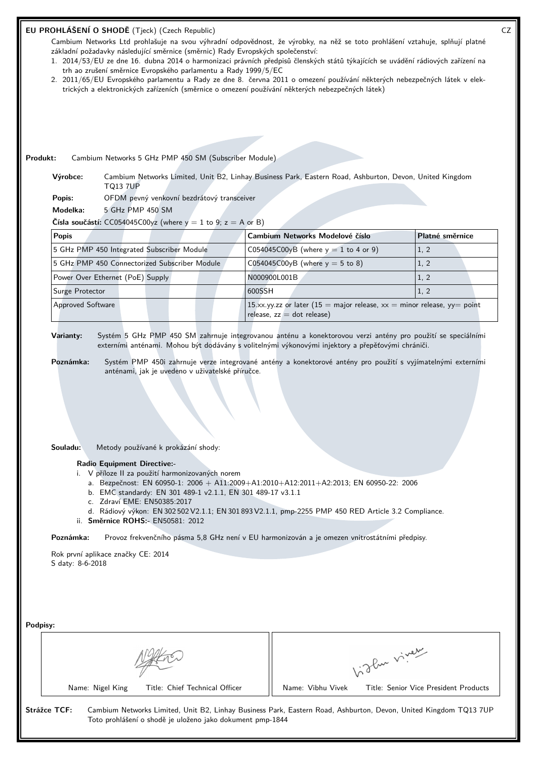## EU PROHLÁŠENÍ O SHODĚ (Tjeck) (Czech Republic)

CZ

Cambium Networks Ltd prohlašuje na svou výhradní odpovědnost, že výrobky, na něž se toto prohlášení vztahuje, splňují platné základní požadavky následující směrnice (směrnic) Rady Evropských společenství:

1. 2014/53/EU ze dne 16. dubna 2014 o harmonizaci právních předpisů členských států týkajících se uvádění rádiových zařízení na trh ao zrušení směrnice Evropského parlamentu a Rady 1999/5/EC
2. 2011/65/EU Evropského parlamentu a Rady ze dne 8. června 2011 o omezení používání některých nebezpečných látek v elektrických a elektronických zařízeních (směrnice o omezení používání některých nebezpečných látek)

**Produkt:** Cambium Networks 5 GHz PMP 450 SM (Subscriber Module)

**Výrobce:** Cambium Networks Limited, Unit B2, Linhay Business Park, Eastern Road, Ashburton, Devon, United Kingdom TQ13 7UP

**Popis:** OFDM pevný venkovní bezdrátový transceiver

**Modelka:** 5 GHz PMP 450 SM

**Čísla součástí:** CC054045C00yz (where y = 1 to 9; z = A or B)

| Popis | Cambium Networks Modelové číslo | Platné směrnice |
|---|---|---|
| 5 GHz PMP 450 Integrated Subscriber Module | C054045C00yB (where y = 1 to 4 or 9) | 1, 2 |
| 5 GHz PMP 450 Connectorized Subscriber Module | C054045C00yB (where y = 5 to 8) | 1, 2 |
| Power Over Ethernet (PoE) Supply | N000900L001B | 1, 2 |
| Surge Protector | 600SSH | 1, 2 |
| Approved Software | 15.xx.yy.zz or later (15 = major release, xx = minor release, yy= point release, zz = dot release) | |

**Varianty:** Systém 5 GHz PMP 450 SM zahrnuje integrovanou anténu a konektorovou verzi antény pro použití se speciálními externími anténami. Mohou být dodávány s volitelnými výkonovými injektory a přepěťovými chrániči.

**Poznámka:** Systém PMP 450i zahrnuje verze integrované antény a konektorové antény pro použití s vyjímatelnými externími anténami, jak je uvedeno v uživatelské příručce.

**Souladu:** Metody používané k prokázání shody:

**Radio Equipment Directive:-**

i. V příloze II za použití harmonizovaných norem
   a. Bezpečnost: EN 60950-1: 2006 + A11:2009+A1:2010+A12:2011+A2:2013; EN 60950-22: 2006
   b. EMC standardy: EN 301 489-1 v2.1.1, EN 301 489-17 v3.1.1
   c. Zdraví EME: EN50385:2017
   d. Rádiový výkon: EN 302 502 V2.1.1; EN 301 893 V2.1.1, pmp-2255 PMP 450 RED Article 3.2 Compliance.

ii. **Směrnice ROHS:-** EN50581: 2012

**Poznámka:** Provoz frekvenčního pásma 5,8 GHz není v EU harmonizován a je omezen vnitrostátními předpisy.

Rok první aplikace značky CE: 2014

S daty: 8-6-2018

**Podpisy:**

| Name: Nigel King &nbsp;&nbsp; Title: Chief Technical Officer | Name: Vibhu Vivek &nbsp;&nbsp; Title: Senior Vice President Products |
|---|---|

**Strážce TCF:** Cambium Networks Limited, Unit B2, Linhay Business Park, Eastern Road, Ashburton, Devon, United Kingdom TQ13 7UP

Toto prohlášení o shodě je uloženo jako dokument pmp-1844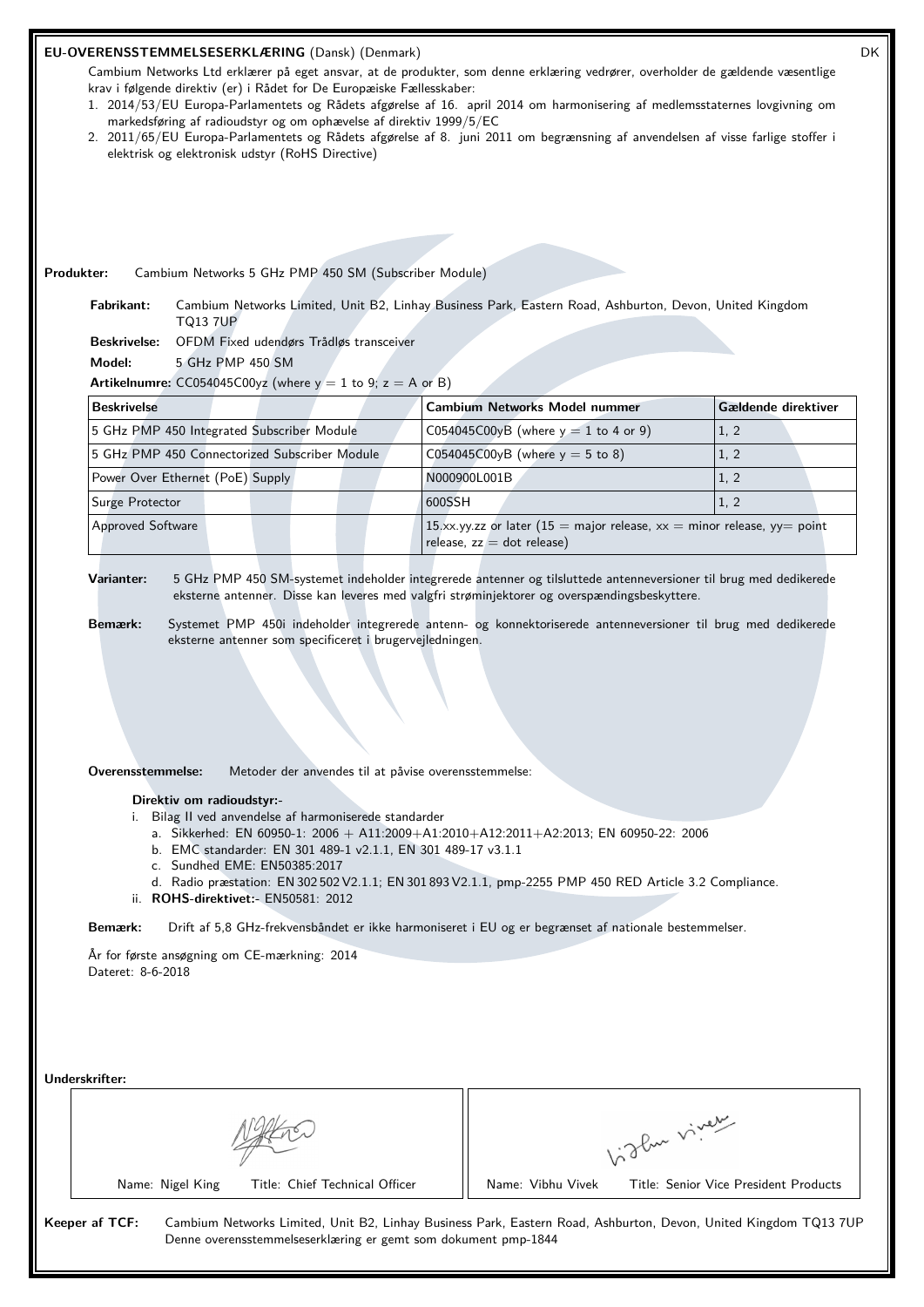# EU-OVERENSSTEMMELSESERKLÆRING (Dansk) (Denmark)

DK

Cambium Networks Ltd erklærer på eget ansvar, at de produkter, som denne erklæring vedrører, overholder de gældende væsentlige krav i følgende direktiv (er) i Rådet for De Europæiske Fællesskaber:

1. 2014/53/EU Europa-Parlamentets og Rådets afgørelse af 16. april 2014 om harmonisering af medlemsstaternes lovgivning om markedsføring af radioudstyr og om ophævelse af direktiv 1999/5/EC
2. 2011/65/EU Europa-Parlamentets og Rådets afgørelse af 8. juni 2011 om begrænsning af anvendelsen af visse farlige stoffer i elektrisk og elektronisk udstyr (RoHS Directive)

**Produkter:** Cambium Networks 5 GHz PMP 450 SM (Subscriber Module)

**Fabrikant:** Cambium Networks Limited, Unit B2, Linhay Business Park, Eastern Road, Ashburton, Devon, United Kingdom TQ13 7UP

**Beskrivelse:** OFDM Fixed udendørs Trådløs transceiver

**Model:** 5 GHz PMP 450 SM

**Artikelnumre:** CC054045C00yz (where y = 1 to 9; z = A or B)

| Beskrivelse | Cambium Networks Model nummer | Gældende direktiver |
|---|---|---|
| 5 GHz PMP 450 Integrated Subscriber Module | C054045C00yB (where y = 1 to 4 or 9) | 1, 2 |
| 5 GHz PMP 450 Connectorized Subscriber Module | C054045C00yB (where y = 5 to 8) | 1, 2 |
| Power Over Ethernet (PoE) Supply | N000900L001B | 1, 2 |
| Surge Protector | 600SSH | 1, 2 |
| Approved Software | 15.xx.yy.zz or later (15 = major release, xx = minor release, yy= point release, zz = dot release) | |

**Varianter:** 5 GHz PMP 450 SM-systemet indeholder integrerede antenner og tilsluttede antenneversioner til brug med dedikerede eksterne antenner. Disse kan leveres med valgfri strøminjektorer og overspændingsbeskyttere.

**Bemærk:** Systemet PMP 450i indeholder integrerede antenn- og konnektoriserede antenneversioner til brug med dedikerede eksterne antenner som specificeret i brugervejledningen.

**Overensstemmelse:** Metoder der anvendes til at påvise overensstemmelse:

**Direktiv om radioudstyr:-**

i. Bilag II ved anvendelse af harmoniserede standarder
   a. Sikkerhed: EN 60950-1: 2006 + A11:2009+A1:2010+A12:2011+A2:2013; EN 60950-22: 2006
   b. EMC standarder: EN 301 489-1 v2.1.1, EN 301 489-17 v3.1.1
   c. Sundhed EME: EN50385:2017
   d. Radio præstation: EN 302 502 V2.1.1; EN 301 893 V2.1.1, pmp-2255 PMP 450 RED Article 3.2 Compliance.

ii. **ROHS-direktivet:-** EN50581: 2012

**Bemærk:** Drift af 5,8 GHz-frekvensbåndet er ikke harmoniseret i EU og er begrænset af nationale bestemmelser.

År for første ansøgning om CE-mærkning: 2014

Dateret: 8-6-2018

**Underskrifter:**

| Name: Nigel King Title: Chief Technical Officer | Name: Vibhu Vivek Title: Senior Vice President Products |
|---|---|

**Keeper af TCF:** Cambium Networks Limited, Unit B2, Linhay Business Park, Eastern Road, Ashburton, Devon, United Kingdom TQ13 7UP
Denne overensstemmelseserklæring er gemt som dokument pmp-1844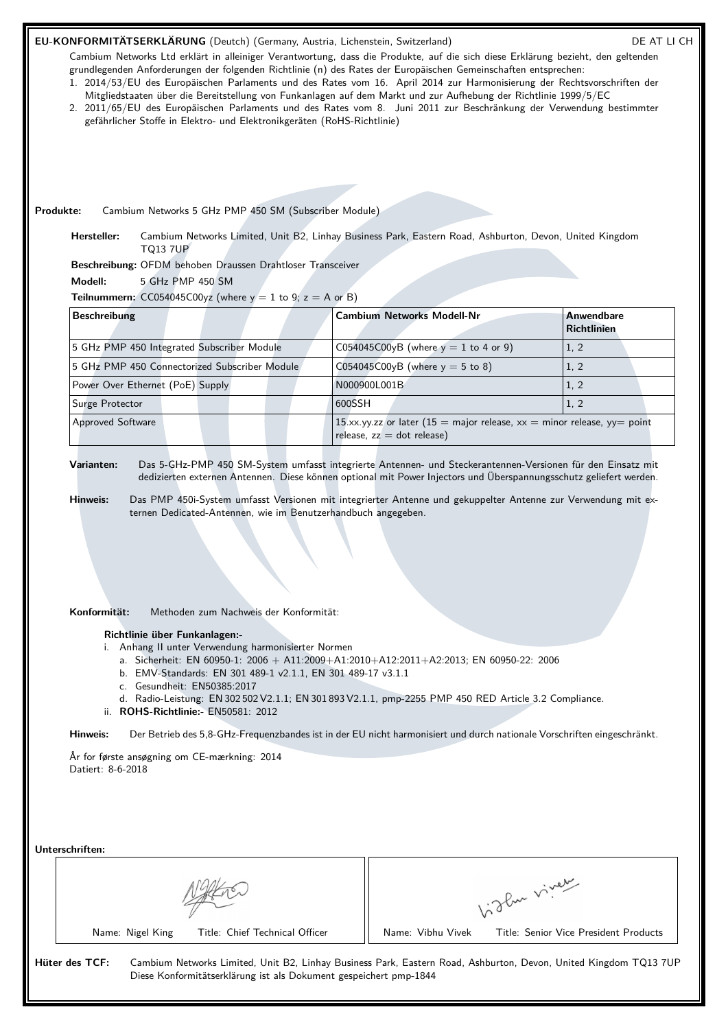**EU-KONFORMITÄTSERKLÄRUNG** (Deutch) (Germany, Austria, Lichenstein, Switzerland) DE AT LI CH

Cambium Networks Ltd erklärt in alleiniger Verantwortung, dass die Produkte, auf die sich diese Erklärung bezieht, den geltenden grundlegenden Anforderungen der folgenden Richtlinie (n) des Rates der Europäischen Gemeinschaften entsprechen:

1. 2014/53/EU des Europäischen Parlaments und des Rates vom 16. April 2014 zur Harmonisierung der Rechtsvorschriften der Mitgliedstaaten über die Bereitstellung von Funkanlagen auf dem Markt und zur Aufhebung der Richtlinie 1999/5/EC
2. 2011/65/EU des Europäischen Parlaments und des Rates vom 8. Juni 2011 zur Beschränkung der Verwendung bestimmter gefährlicher Stoffe in Elektro- und Elektronikgeräten (RoHS-Richtlinie)

**Produkte:** Cambium Networks 5 GHz PMP 450 SM (Subscriber Module)

**Hersteller:** Cambium Networks Limited, Unit B2, Linhay Business Park, Eastern Road, Ashburton, Devon, United Kingdom TQ13 7UP

**Beschreibung:** OFDM behoben Draussen Drahtloser Transceiver

**Modell:** 5 GHz PMP 450 SM

**Teilnummern:** CC054045C00yz (where y = 1 to 9; z = A or B)

| Beschreibung | Cambium Networks Modell-Nr | Anwendbare Richtlinien |
|---|---|---|
| 5 GHz PMP 450 Integrated Subscriber Module | C054045C00yB (where y = 1 to 4 or 9) | 1, 2 |
| 5 GHz PMP 450 Connectorized Subscriber Module | C054045C00yB (where y = 5 to 8) | 1, 2 |
| Power Over Ethernet (PoE) Supply | N000900L001B | 1, 2 |
| Surge Protector | 600SSH | 1, 2 |
| Approved Software | 15.xx.yy.zz or later (15 = major release, xx = minor release, yy= point release, zz = dot release) | |

**Varianten:** Das 5-GHz-PMP 450 SM-System umfasst integrierte Antennen- und Steckerantennen-Versionen für den Einsatz mit dedizierten externen Antennen. Diese können optional mit Power Injectors und Überspannungsschutz geliefert werden.

**Hinweis:** Das PMP 450i-System umfasst Versionen mit integrierter Antenne und gekuppelter Antenne zur Verwendung mit externen Dedicated-Antennen, wie im Benutzerhandbuch angegeben.

**Konformität:** Methoden zum Nachweis der Konformität:

**Richtlinie über Funkanlagen:-**

- i. Anhang II unter Verwendung harmonisierter Normen
  - a. Sicherheit: EN 60950-1: 2006 + A11:2009+A1:2010+A12:2011+A2:2013; EN 60950-22: 2006
  - b. EMV-Standards: EN 301 489-1 v2.1.1, EN 301 489-17 v3.1.1
  - c. Gesundheit: EN50385:2017
  - d. Radio-Leistung: EN 302 502 V2.1.1; EN 301 893 V2.1.1, pmp-2255 PMP 450 RED Article 3.2 Compliance.
- ii. **ROHS-Richtlinie:-** EN50581: 2012

**Hinweis:** Der Betrieb des 5,8-GHz-Frequenzbandes ist in der EU nicht harmonisiert und durch nationale Vorschriften eingeschränkt.

År for første ansøgning om CE-mærkning: 2014
Datiert: 8-6-2018

**Unterschriften:**

| Name: Nigel King Title: Chief Technical Officer | Name: Vibhu Vivek Title: Senior Vice President Products |
|---|---|

**Hüter des TCF:** Cambium Networks Limited, Unit B2, Linhay Business Park, Eastern Road, Ashburton, Devon, United Kingdom TQ13 7UP
Diese Konformitätserklärung ist als Dokument gespeichert pmp-1844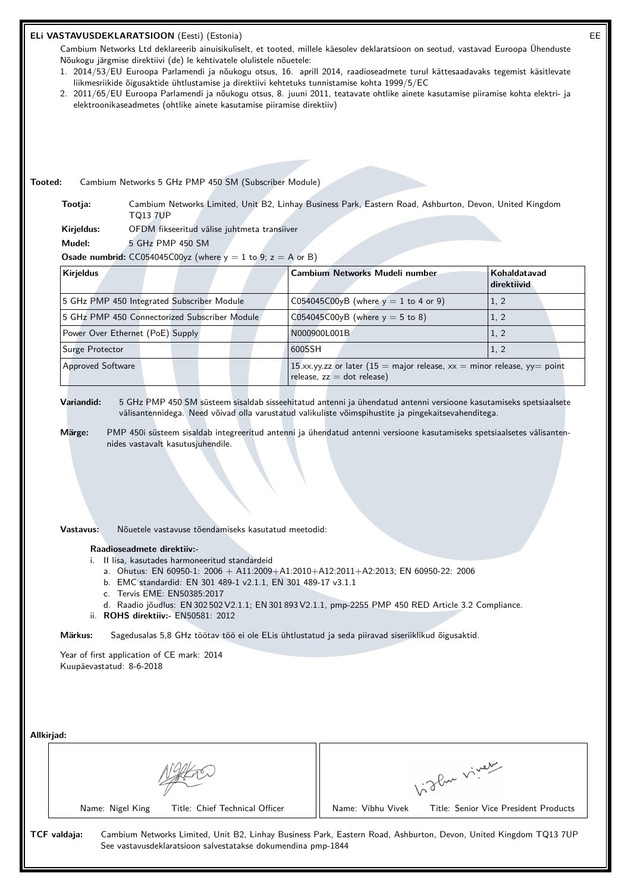## ELi VASTAVUSDEKLARATSIOON (Eesti) (Estonia)

EE

Cambium Networks Ltd deklareerib ainuisikuliselt, et tooted, millele käesolev deklaratsioon on seotud, vastavad Euroopa Ühenduste Nõukogu järgmise direktiivi (de) le kehtivatele olulistele nõuetele:

1. 2014/53/EU Euroopa Parlamendi ja nõukogu otsus, 16. aprill 2014, raadioseadmete turul kättesaadavaks tegemist käsitlevate liikmesriikide õigusaktide ühtlustamise ja direktiivi kehtetuks tunnistamise kohta 1999/5/EC
2. 2011/65/EU Euroopa Parlamendi ja nõukogu otsus, 8. juuni 2011, teatavate ohtlike ainete kasutamise piiramise kohta elektri- ja elektroonikaseadmetes (ohtlike ainete kasutamise piiramise direktiiv)

**Tooted:** Cambium Networks 5 GHz PMP 450 SM (Subscriber Module)

**Tootja:** Cambium Networks Limited, Unit B2, Linhay Business Park, Eastern Road, Ashburton, Devon, United Kingdom TQ13 7UP

**Kirjeldus:** OFDM fikseeritud välise juhtmeta transiiver

**Mudel:** 5 GHz PMP 450 SM

**Osade numbrid:** CC054045C00yz (where y = 1 to 9; z = A or B)

| Kirjeldus | Cambium Networks Mudeli number | Kohaldatavad direktiivid |
|---|---|---|
| 5 GHz PMP 450 Integrated Subscriber Module | C054045C00yB (where y = 1 to 4 or 9) | 1, 2 |
| 5 GHz PMP 450 Connectorized Subscriber Module | C054045C00yB (where y = 5 to 8) | 1, 2 |
| Power Over Ethernet (PoE) Supply | N000900L001B | 1, 2 |
| Surge Protector | 600SSH | 1, 2 |
| Approved Software | 15.xx.yy.zz or later (15 = major release, xx = minor release, yy= point release, zz = dot release) | |

**Variandid:** 5 GHz PMP 450 SM süsteem sisaldab sisseehitatud antenni ja ühendatud antenni versioone kasutamiseks spetsiaalsete välisantennidega. Need võivad olla varustatud valikuliste võimspihustite ja pingekaitsevahenditega.

**Märge:** PMP 450i süsteem sisaldab integreeritud antenni ja ühendatud antenni versioone kasutamiseks spetsiaalsetes välisantennides vastavalt kasutusjuhendile.

**Vastavus:** Nõuetele vastavuse tõendamiseks kasutatud meetodid:

**Raadioseadmete direktiiv:-**

i. II lisa, kasutades harmoneeritud standardeid
   a. Ohutus: EN 60950-1: 2006 + A11:2009+A1:2010+A12:2011+A2:2013; EN 60950-22: 2006
   b. EMC standardid: EN 301 489-1 v2.1.1, EN 301 489-17 v3.1.1
   c. Tervis EME: EN50385:2017
   d. Raadio jõudlus: EN 302 502 V2.1.1; EN 301 893 V2.1.1, pmp-2255 PMP 450 RED Article 3.2 Compliance.

ii. **ROHS direktiiv:-** EN50581: 2012

**Märkus:** Sagedusalas 5,8 GHz töötav töö ei ole ELis ühtlustatud ja seda piiravad siseriiklikud õigusaktid.

Year of first application of CE mark: 2014

Kuupäevastatud: 8-6-2018

**Allkirjad:**

| Name: Nigel King Title: Chief Technical Officer | Name: Vibhu Vivek Title: Senior Vice President Products |
|---|---|

**TCF valdaja:** Cambium Networks Limited, Unit B2, Linhay Business Park, Eastern Road, Ashburton, Devon, United Kingdom TQ13 7UP
See vastavusdeklaratsioon salvestatakse dokumendina pmp-1844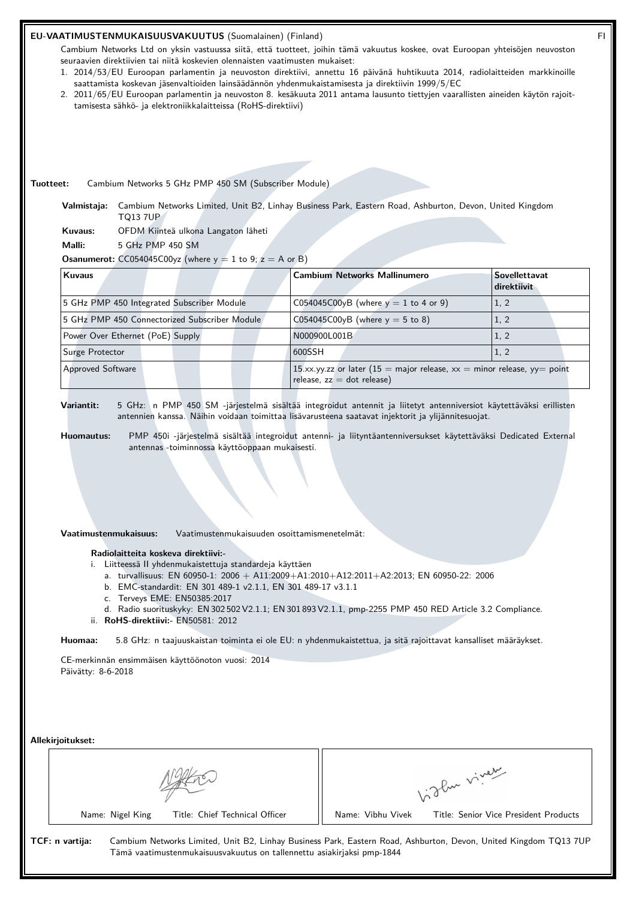**EU-VAATIMUSTENMUKAISUUSVAKUUTUS** (Suomalainen) (Finland)

FI

Cambium Networks Ltd on yksin vastuussa siitä, että tuotteet, joihin tämä vakuutus koskee, ovat Euroopan yhteisöjen neuvoston seuraavien direktiivien tai niitä koskevien olennaisten vaatimusten mukaiset:

1. 2014/53/EU Euroopan parlamentin ja neuvoston direktiivi, annettu 16 päivänä huhtikuuta 2014, radiolaitteiden markkinoille saattamista koskevan jäsenvaltioiden lainsäädännön yhdenmukaistamisesta ja direktiivin 1999/5/EC
2. 2011/65/EU Euroopan parlamentin ja neuvoston 8. kesäkuuta 2011 antama lausunto tiettyjen vaarallisten aineiden käytön rajoittamisesta sähkö- ja elektroniikkalaitteissa (RoHS-direktiivi)

**Tuotteet:** Cambium Networks 5 GHz PMP 450 SM (Subscriber Module)

**Valmistaja:** Cambium Networks Limited, Unit B2, Linhay Business Park, Eastern Road, Ashburton, Devon, United Kingdom TQ13 7UP

**Kuvaus:** OFDM Kiinteä ulkona Langaton läheti

**Malli:** 5 GHz PMP 450 SM

**Osanumerot:** CC054045C00yz (where y = 1 to 9; z = A or B)

| Kuvaus | Cambium Networks Mallinumero | Sovellettavat direktiivit |
|---|---|---|
| 5 GHz PMP 450 Integrated Subscriber Module | C054045C00yB (where y = 1 to 4 or 9) | 1, 2 |
| 5 GHz PMP 450 Connectorized Subscriber Module | C054045C00yB (where y = 5 to 8) | 1, 2 |
| Power Over Ethernet (PoE) Supply | N000900L001B | 1, 2 |
| Surge Protector | 600SSH | 1, 2 |
| Approved Software | 15.xx.yy.zz or later (15 = major release, xx = minor release, yy= point release, zz = dot release) | |

**Variantit:** 5 GHz: n PMP 450 SM -järjestelmä sisältää integroidut antennit ja liitetyt antenniversiot käytettäväksi erillisten antennien kanssa. Näihin voidaan toimittaa lisävarusteena saatavat injektorit ja ylijännitesuojat.

**Huomautus:** PMP 450i -järjestelmä sisältää integroidut antenni- ja liityntäantenniversukset käytettäväksi Dedicated External antennas -toiminnossa käyttöoppaan mukaisesti.

**Vaatimustenmukaisuus:** Vaatimustenmukaisuuden osoittamismenetelmät:

**Radiolaitteita koskeva direktiivi:-**

i. Liitteessä II yhdenmukaistettuja standardeja käyttäen
   a. turvallisuus: EN 60950-1: 2006 + A11:2009+A1:2010+A12:2011+A2:2013; EN 60950-22: 2006
   b. EMC-standardit: EN 301 489-1 v2.1.1, EN 301 489-17 v3.1.1
   c. Terveys EME: EN50385:2017
   d. Radio suorituskyky: EN 302 502 V2.1.1; EN 301 893 V2.1.1, pmp-2255 PMP 450 RED Article 3.2 Compliance.

ii. **RoHS-direktiivi:-** EN50581: 2012

**Huomaa:** 5.8 GHz: n taajuuskaistan toiminta ei ole EU: n yhdenmukaistettua, ja sitä rajoittavat kansalliset määräykset.

CE-merkinnän ensimmäisen käyttöönoton vuosi: 2014

Päivätty: 8-6-2018

**Allekirjoitukset:**

| Name: Nigel King Title: Chief Technical Officer | Name: Vibhu Vivek Title: Senior Vice President Products |
|---|---|

**TCF: n vartija:** Cambium Networks Limited, Unit B2, Linhay Business Park, Eastern Road, Ashburton, Devon, United Kingdom TQ13 7UP
Tämä vaatimustenmukaisuusvakuutus on tallennettu asiakirjaksi pmp-1844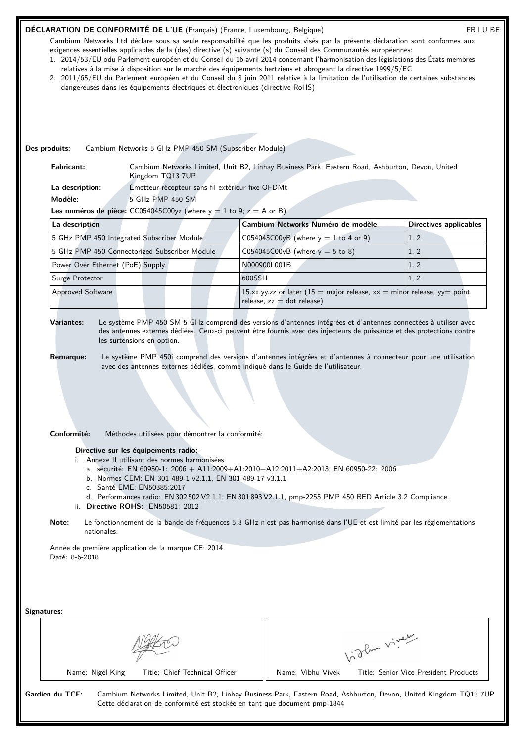**DÉCLARATION DE CONFORMITÉ DE L'UE** (Français) (France, Luxembourg, Belgique) FR LU BE

Cambium Networks Ltd déclare sous sa seule responsabilité que les produits visés par la présente déclaration sont conformes aux exigences essentielles applicables de la (des) directive (s) suivante (s) du Conseil des Communautés européennes:

1. 2014/53/EU odu Parlement européen et du Conseil du 16 avril 2014 concernant l'harmonisation des législations des États membres relatives à la mise à disposition sur le marché des équipements hertziens et abrogeant la directive 1999/5/EC
2. 2011/65/EU du Parlement européen et du Conseil du 8 juin 2011 relative à la limitation de l'utilisation de certaines substances dangereuses dans les équipements électriques et électroniques (directive RoHS)

**Des produits:** Cambium Networks 5 GHz PMP 450 SM (Subscriber Module)

**Fabricant:** Cambium Networks Limited, Unit B2, Linhay Business Park, Eastern Road, Ashburton, Devon, United Kingdom TQ13 7UP

**La description:** Émetteur-récepteur sans fil extérieur fixe OFDMt

**Modèle:** 5 GHz PMP 450 SM

**Les numéros de pièce:** CC054045C00yz (where y = 1 to 9; z = A or B)

| La description | Cambium Networks Numéro de modèle | Directives applicables |
|---|---|---|
| 5 GHz PMP 450 Integrated Subscriber Module | C054045C00yB (where y = 1 to 4 or 9) | 1, 2 |
| 5 GHz PMP 450 Connectorized Subscriber Module | C054045C00yB (where y = 5 to 8) | 1, 2 |
| Power Over Ethernet (PoE) Supply | N000900L001B | 1, 2 |
| Surge Protector | 600SSH | 1, 2 |
| Approved Software | 15.xx.yy.zz or later (15 = major release, xx = minor release, yy= point release, zz = dot release) | |

**Variantes:** Le système PMP 450 SM 5 GHz comprend des versions d'antennes intégrées et d'antennes connectées à utiliser avec des antennes externes dédiées. Ceux-ci peuvent être fournis avec des injecteurs de puissance et des protections contre les surtensions en option.

**Remarque:** Le système PMP 450i comprend des versions d'antennes intégrées et d'antennes à connecteur pour une utilisation avec des antennes externes dédiées, comme indiqué dans le Guide de l'utilisateur.

**Conformité:** Méthodes utilisées pour démontrer la conformité:

**Directive sur les équipements radio:-**

i. Annexe II utilisant des normes harmonisées
   a. sécurité: EN 60950-1: 2006 + A11:2009+A1:2010+A12:2011+A2:2013; EN 60950-22: 2006
   b. Normes CEM: EN 301 489-1 v2.1.1, EN 301 489-17 v3.1.1
   c. Santé EME: EN50385:2017
   d. Performances radio: EN 302 502 V2.1.1; EN 301 893 V2.1.1, pmp-2255 PMP 450 RED Article 3.2 Compliance.

ii. **Directive ROHS:-** EN50581: 2012

**Note:** Le fonctionnement de la bande de fréquences 5,8 GHz n'est pas harmonisé dans l'UE et est limité par les réglementations nationales.

Année de première application de la marque CE: 2014
Daté: 8-6-2018

**Signatures:**

| Name: Nigel King — Title: Chief Technical Officer | Name: Vibhu Vivek — Title: Senior Vice President Products |
|---|---|

**Gardien du TCF:** Cambium Networks Limited, Unit B2, Linhay Business Park, Eastern Road, Ashburton, Devon, United Kingdom TQ13 7UP
Cette déclaration de conformité est stockée en tant que document pmp-1844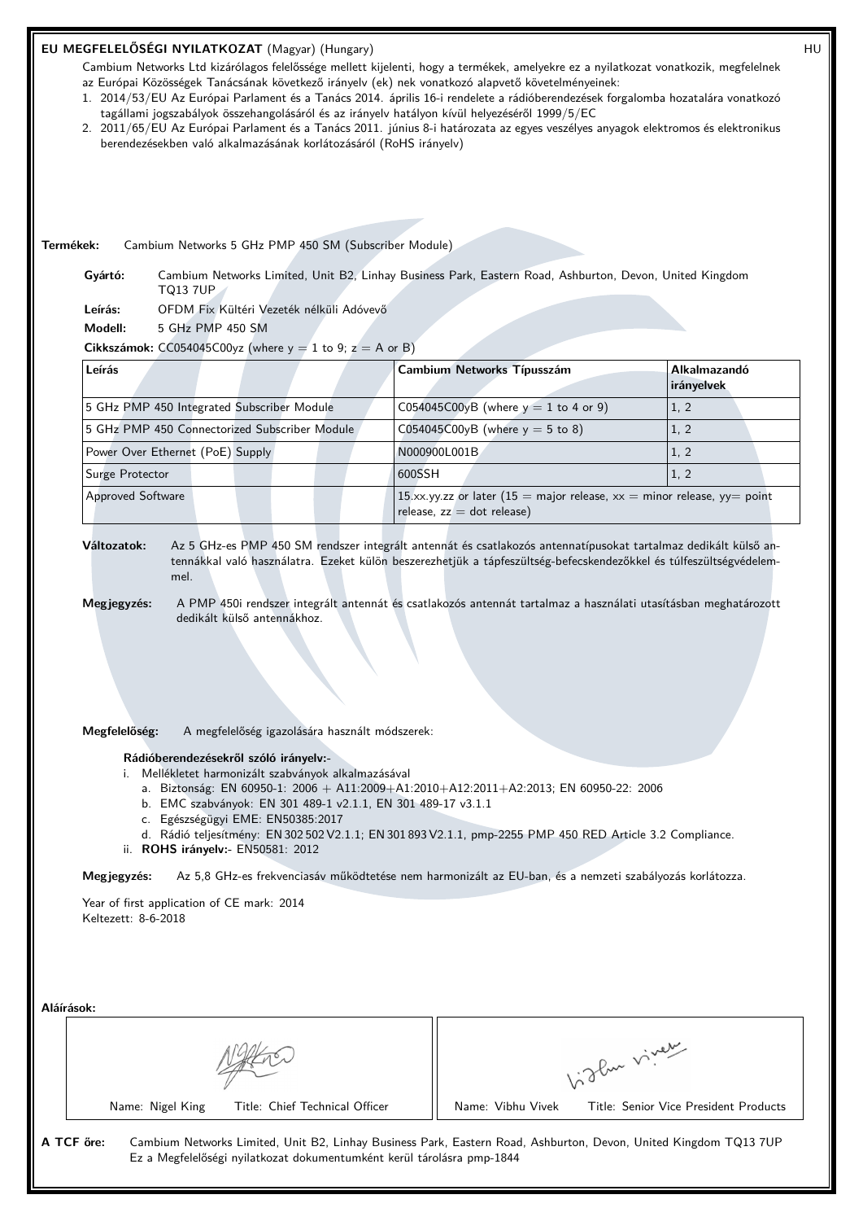# EU MEGFELELŐSÉGI NYILATKOZAT (Magyar) (Hungary)

HU

Cambium Networks Ltd kizárólagos felelőssége mellett kijelenti, hogy a termékek, amelyekre ez a nyilatkozat vonatkozik, megfelelnek az Európai Közösségek Tanácsának következő irányelv (ek) nek vonatkozó alapvető követelményeinek:

1. 2014/53/EU Az Európai Parlament és a Tanács 2014. április 16-i rendelete a rádióberendezések forgalomba hozatalára vonatkozó tagállami jogszabályok összehangolásáról és az irányelv hatályon kívül helyezéséről 1999/5/EC
2. 2011/65/EU Az Európai Parlament és a Tanács 2011. június 8-i határozata az egyes veszélyes anyagok elektromos és elektronikus berendezésekben való alkalmazásának korlátozásáról (RoHS irányelv)

**Termékek:** Cambium Networks 5 GHz PMP 450 SM (Subscriber Module)

**Gyártó:** Cambium Networks Limited, Unit B2, Linhay Business Park, Eastern Road, Ashburton, Devon, United Kingdom TQ13 7UP

**Leírás:** OFDM Fix Kültéri Vezeték nélküli Adóvevő

**Modell:** 5 GHz PMP 450 SM

**Cikkszámok:** CC054045C00yz (where y = 1 to 9; z = A or B)

| Leírás | Cambium Networks Típusszám | Alkalmazandó irányelvek |
|---|---|---|
| 5 GHz PMP 450 Integrated Subscriber Module | C054045C00yB (where y = 1 to 4 or 9) | 1, 2 |
| 5 GHz PMP 450 Connectorized Subscriber Module | C054045C00yB (where y = 5 to 8) | 1, 2 |
| Power Over Ethernet (PoE) Supply | N000900L001B | 1, 2 |
| Surge Protector | 600SSH | 1, 2 |
| Approved Software | 15.xx.yy.zz or later (15 = major release, xx = minor release, yy= point release, zz = dot release) | |

**Változatok:** Az 5 GHz-es PMP 450 SM rendszer integrált antennát és csatlakozós antennatípusokat tartalmaz dedikált külső antennákkal való használatra. Ezeket külön beszerezhetjük a tápfeszültség-befecskendezőkkel és túlfeszültségvédelemmel.

**Megjegyzés:** A PMP 450i rendszer integrált antennát és csatlakozós antennát tartalmaz a használati utasításban meghatározott dedikált külső antennákhoz.

**Megfelelőség:** A megfelelőség igazolására használt módszerek:

**Rádióberendezésekről szóló irányelv:-**

i. Mellékletet harmonizált szabványok alkalmazásával
   a. Biztonság: EN 60950-1: 2006 + A11:2009+A1:2010+A12:2011+A2:2013; EN 60950-22: 2006
   b. EMC szabványok: EN 301 489-1 v2.1.1, EN 301 489-17 v3.1.1
   c. Egészségügyi EME: EN50385:2017
   d. Rádió teljesítmény: EN 302 502 V2.1.1; EN 301 893 V2.1.1, pmp-2255 PMP 450 RED Article 3.2 Compliance.

ii. **ROHS irányelv:-** EN50581: 2012

**Megjegyzés:** Az 5,8 GHz-es frekvenciasáv működtetése nem harmonizált az EU-ban, és a nemzeti szabályozás korlátozza.

Year of first application of CE mark: 2014
Keltezett: 8-6-2018

**Aláírások:**

| Name: Nigel King | Title: Chief Technical Officer | Name: Vibhu Vivek | Title: Senior Vice President Products |
|---|---|---|---|

**A TCF őre:** Cambium Networks Limited, Unit B2, Linhay Business Park, Eastern Road, Ashburton, Devon, United Kingdom TQ13 7UP
Ez a Megfelelőségi nyilatkozat dokumentumként kerül tárolásra pmp-1844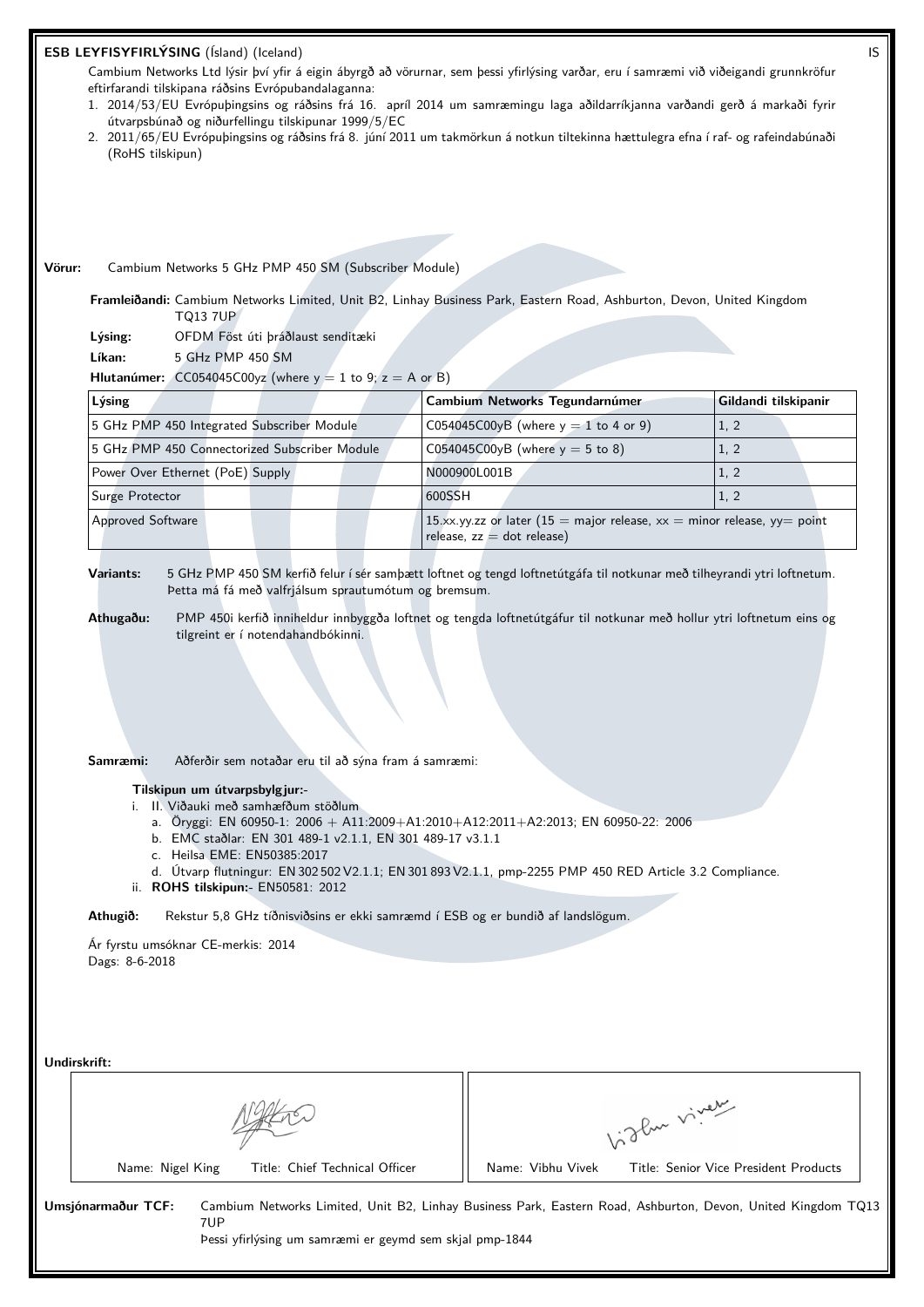**ESB LEYFISYFIRLÝSING** (Ísland) (Iceland) IS

Cambium Networks Ltd lýsir því yfir á eigin ábyrgð að vörurnar, sem þessi yfirlýsing varðar, eru í samræmi við viðeigandi grunnkröfur eftirfarandi tilskipana ráðsins Evrópubandalaganna:

1. 2014/53/EU Evrópuþingsins og ráðsins frá 16. apríl 2014 um samræmingu laga aðildarríkjanna varðandi gerð á markaði fyrir útvarpsbúnað og niðurfellingu tilskipunar 1999/5/EC
2. 2011/65/EU Evrópuþingsins og ráðsins frá 8. júní 2011 um takmörkun á notkun tiltekinna hættulegra efna í raf- og rafeindabúnaði (RoHS tilskipun)

**Vörur:** Cambium Networks 5 GHz PMP 450 SM (Subscriber Module)

**Framleiðandi:** Cambium Networks Limited, Unit B2, Linhay Business Park, Eastern Road, Ashburton, Devon, United Kingdom TQ13 7UP

**Lýsing:** OFDM Föst úti þráðlaust senditæki

**Líkan:** 5 GHz PMP 450 SM

**Hlutanúmer:** CC054045C00yz (where y = 1 to 9; z = A or B)

| Lýsing | Cambium Networks Tegundarnúmer | Gildandi tilskipanir |
|---|---|---|
| 5 GHz PMP 450 Integrated Subscriber Module | C054045C00yB (where y = 1 to 4 or 9) | 1, 2 |
| 5 GHz PMP 450 Connectorized Subscriber Module | C054045C00yB (where y = 5 to 8) | 1, 2 |
| Power Over Ethernet (PoE) Supply | N000900L001B | 1, 2 |
| Surge Protector | 600SSH | 1, 2 |
| Approved Software | 15.xx.yy.zz or later (15 = major release, xx = minor release, yy= point release, zz = dot release) | |

**Variants:** 5 GHz PMP 450 SM kerfið felur í sér samþætt loftnet og tengd loftnetútgáfa til notkunar með tilheyrandi ytri loftnetum. Þetta má fá með valfrjálsum sprautumótum og bremsum.

**Athugaðu:** PMP 450i kerfið inniheldur innbyggða loftnet og tengda loftnetútgáfur til notkunar með hollur ytri loftnetum eins og tilgreint er í notendahandbókinni.

**Samræmi:** Aðferðir sem notaðar eru til að sýna fram á samræmi:

**Tilskipun um útvarpsbylgjur:-**

i. II. Viðauki með samhæfðum stöðlum
   a. Öryggi: EN 60950-1: 2006 + A11:2009+A1:2010+A12:2011+A2:2013; EN 60950-22: 2006
   b. EMC staðlar: EN 301 489-1 v2.1.1, EN 301 489-17 v3.1.1
   c. Heilsa EME: EN50385:2017
   d. Útvarp flutningur: EN 302 502 V2.1.1; EN 301 893 V2.1.1, pmp-2255 PMP 450 RED Article 3.2 Compliance.

ii. **ROHS tilskipun:-** EN50581: 2012

**Athugið:** Rekstur 5,8 GHz tíðnisviðsins er ekki samræmd í ESB og er bundið af landslögum.

Ár fyrstu umsóknar CE-merkis: 2014

Dags: 8-6-2018

**Undirskrift:**

| Name: Nigel King Title: Chief Technical Officer | Name: Vibhu Vivek Title: Senior Vice President Products |
|---|---|

**Umsjónarmaður TCF:** Cambium Networks Limited, Unit B2, Linhay Business Park, Eastern Road, Ashburton, Devon, United Kingdom TQ13 7UP

Þessi yfirlýsing um samræmi er geymd sem skjal pmp-1844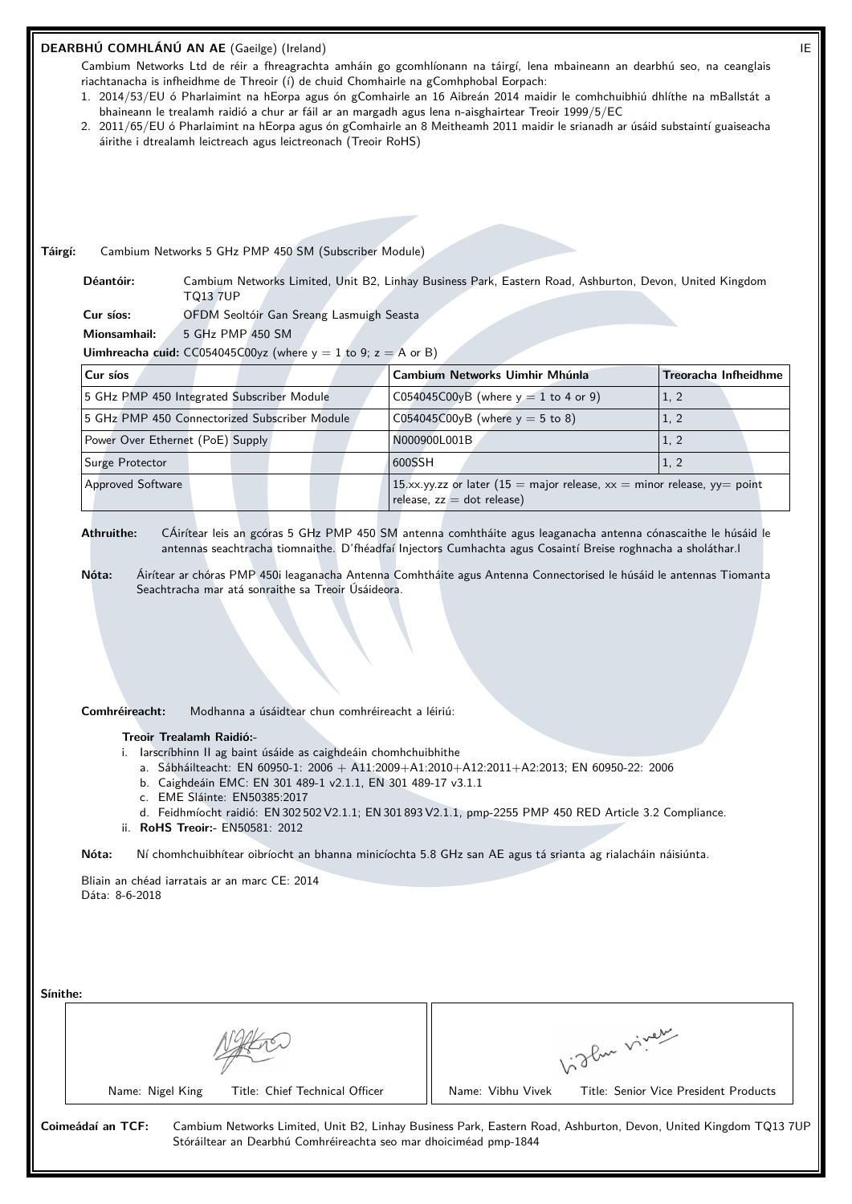## DEARBHÚ COMHLÁNÚ AN AE (Gaeilge) (Ireland)

IE

Cambium Networks Ltd de réir a fhreagrachta amháin go gcomhlíonann na táirgí, lena mbaineann an dearbhú seo, na ceanglais riachtanacha is infheidhme de Threoir (í) de chuid Chomhairle na gComhphobal Eorpach:

1. 2014/53/EU ó Pharlaimint na hEorpa agus ón gComhairle an 16 Aibreán 2014 maidir le comhchuibhiú dhlíthe na mBallstát a bhaineann le trealamh raidió a chur ar fáil ar an margadh agus lena n-aisghairtear Treoir 1999/5/EC
2. 2011/65/EU ó Pharlaimint na hEorpa agus ón gComhairle an 8 Meitheamh 2011 maidir le srianadh ar úsáid substaintí guaiseacha áirithe i dtrealamh leictreach agus leictreonach (Treoir RoHS)

**Táirgí:** Cambium Networks 5 GHz PMP 450 SM (Subscriber Module)

**Déantóir:** Cambium Networks Limited, Unit B2, Linhay Business Park, Eastern Road, Ashburton, Devon, United Kingdom TQ13 7UP

**Cur síos:** OFDM Seoltóir Gan Sreang Lasmuigh Seasta

**Mionsamhail:** 5 GHz PMP 450 SM

**Uimhreacha cuid:** CC054045C00yz (where y = 1 to 9; z = A or B)

| Cur síos | Cambium Networks Uimhir Mhúnla | Treoracha Infheidhme |
|---|---|---|
| 5 GHz PMP 450 Integrated Subscriber Module | C054045C00yB (where y = 1 to 4 or 9) | 1, 2 |
| 5 GHz PMP 450 Connectorized Subscriber Module | C054045C00yB (where y = 5 to 8) | 1, 2 |
| Power Over Ethernet (PoE) Supply | N000900L001B | 1, 2 |
| Surge Protector | 600SSH | 1, 2 |
| Approved Software | 15.xx.yy.zz or later (15 = major release, xx = minor release, yy= point release, zz = dot release) | |

**Athruithe:** CÁirítear leis an gcóras 5 GHz PMP 450 SM antenna comhtháite agus leaganacha antenna cónascaithe le húsáid le antennas seachtracha tiomnaithe. D'fhéadfaí Injectors Cumhachta agus Cosaintí Breise roghnacha a sholáthar.l

**Nóta:** Áirítear ar chóras PMP 450i leaganacha Antenna Comhtháite agus Antenna Connectorised le húsáid le antennas Tiomanta Seachtracha mar atá sonraithe sa Treoir Úsáideora.

**Comhréireacht:** Modhanna a úsáidtear chun comhréireacht a léiriú:

**Treoir Trealamh Raidió:-**

i. Iarscríbhinn II ag baint úsáide as caighdeáin chomhchuibhithe
   a. Sábháilteacht: EN 60950-1: 2006 + A11:2009+A1:2010+A12:2011+A2:2013; EN 60950-22: 2006
   b. Caighdeáin EMC: EN 301 489-1 v2.1.1, EN 301 489-17 v3.1.1
   c. EME Sláinte: EN50385:2017
   d. Feidhmíocht raidió: EN 302 502 V2.1.1; EN 301 893 V2.1.1, pmp-2255 PMP 450 RED Article 3.2 Compliance.

ii. **RoHS Treoir:-** EN50581: 2012

**Nóta:** Ní chomhchuibhítear oibríocht an bhanna minicíochta 5.8 GHz san AE agus tá srianta ag rialacháin náisiúnta.

Bliain an chéad iarratais ar an marc CE: 2014
Dáta: 8-6-2018

**Sínithe:**

| Name: Nigel King    Title: Chief Technical Officer | Name: Vibhu Vivek    Title: Senior Vice President Products |
|---|---|

**Coimeádaí an TCF:** Cambium Networks Limited, Unit B2, Linhay Business Park, Eastern Road, Ashburton, Devon, United Kingdom TQ13 7UP
Stóráiltear an Dearbhú Comhréireachta seo mar dhoiciméad pmp-1844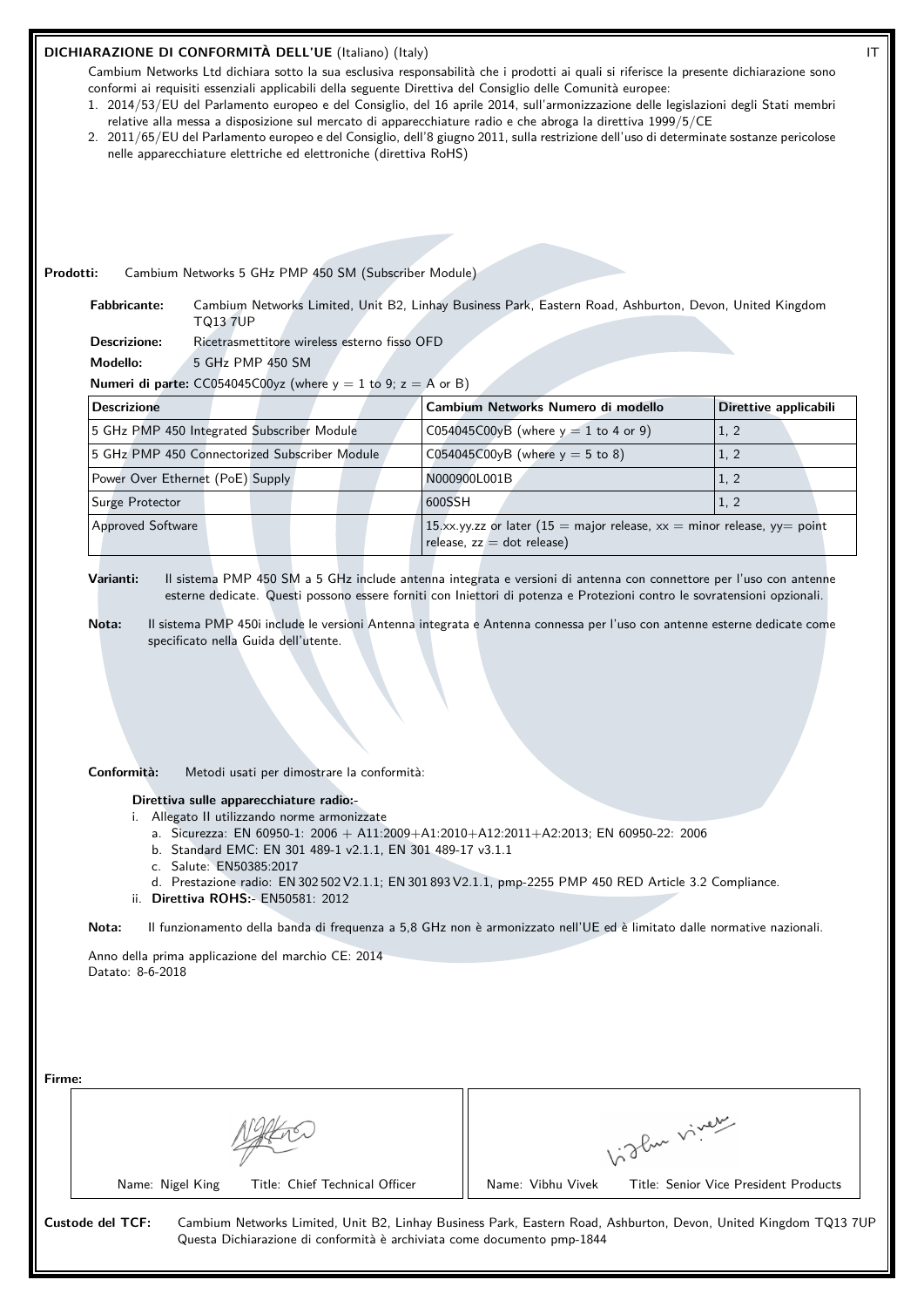**DICHIARAZIONE DI CONFORMITÀ DELL'UE** (Italiano) (Italy) IT

Cambium Networks Ltd dichiara sotto la sua esclusiva responsabilità che i prodotti ai quali si riferisce la presente dichiarazione sono conformi ai requisiti essenziali applicabili della seguente Direttiva del Consiglio delle Comunità europee:

1. 2014/53/EU del Parlamento europeo e del Consiglio, del 16 aprile 2014, sull'armonizzazione delle legislazioni degli Stati membri relative alla messa a disposizione sul mercato di apparecchiature radio e che abroga la direttiva 1999/5/CE
2. 2011/65/EU del Parlamento europeo e del Consiglio, dell'8 giugno 2011, sulla restrizione dell'uso di determinate sostanze pericolose nelle apparecchiature elettriche ed elettroniche (direttiva RoHS)

**Prodotti:** Cambium Networks 5 GHz PMP 450 SM (Subscriber Module)

**Fabbricante:** Cambium Networks Limited, Unit B2, Linhay Business Park, Eastern Road, Ashburton, Devon, United Kingdom TQ13 7UP

**Descrizione:** Ricetrasmettitore wireless esterno fisso OFD

**Modello:** 5 GHz PMP 450 SM

**Numeri di parte:** CC054045C00yz (where y = 1 to 9; z = A or B)

| Descrizione | Cambium Networks Numero di modello | Direttive applicabili |
|---|---|---|
| 5 GHz PMP 450 Integrated Subscriber Module | C054045C00yB (where y = 1 to 4 or 9) | 1, 2 |
| 5 GHz PMP 450 Connectorized Subscriber Module | C054045C00yB (where y = 5 to 8) | 1, 2 |
| Power Over Ethernet (PoE) Supply | N000900L001B | 1, 2 |
| Surge Protector | 600SSH | 1, 2 |
| Approved Software | 15.xx.yy.zz or later (15 = major release, xx = minor release, yy= point release, zz = dot release) | |

**Varianti:** Il sistema PMP 450 SM a 5 GHz include antenna integrata e versioni di antenna con connettore per l'uso con antenne esterne dedicate. Questi possono essere forniti con Iniettori di potenza e Protezioni contro le sovratensioni opzionali.

**Nota:** Il sistema PMP 450i include le versioni Antenna integrata e Antenna connessa per l'uso con antenne esterne dedicate come specificato nella Guida dell'utente.

**Conformità:** Metodi usati per dimostrare la conformità:

**Direttiva sulle apparecchiature radio:-**

i. Allegato II utilizzando norme armonizzate
   a. Sicurezza: EN 60950-1: 2006 + A11:2009+A1:2010+A12:2011+A2:2013; EN 60950-22: 2006
   b. Standard EMC: EN 301 489-1 v2.1.1, EN 301 489-17 v3.1.1
   c. Salute: EN50385:2017
   d. Prestazione radio: EN 302 502 V2.1.1; EN 301 893 V2.1.1, pmp-2255 PMP 450 RED Article 3.2 Compliance.

ii. **Direttiva ROHS:-** EN50581: 2012

**Nota:** Il funzionamento della banda di frequenza a 5,8 GHz non è armonizzato nell'UE ed è limitato dalle normative nazionali.

Anno della prima applicazione del marchio CE: 2014
Datato: 8-6-2018

**Firme:**

| Name: Nigel King Title: Chief Technical Officer | Name: Vibhu Vivek Title: Senior Vice President Products |
|---|---|

**Custode del TCF:** Cambium Networks Limited, Unit B2, Linhay Business Park, Eastern Road, Ashburton, Devon, United Kingdom TQ13 7UP
Questa Dichiarazione di conformità è archiviata come documento pmp-1844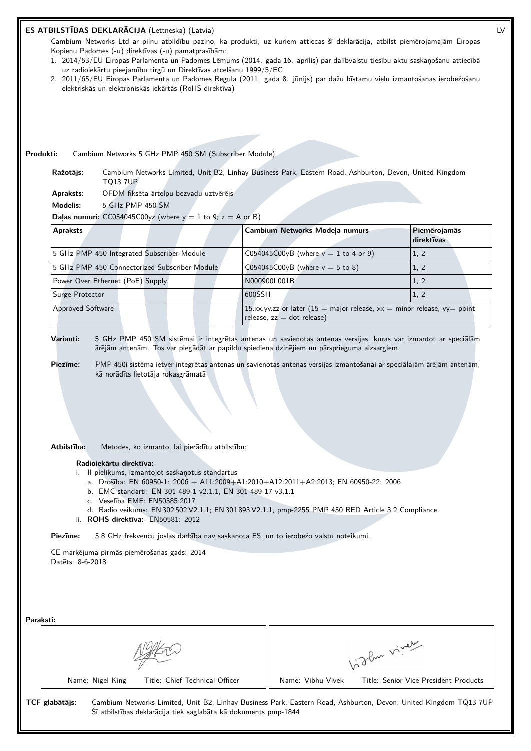## ES ATBILSTĪBAS DEKLARĀCIJA (Lettneska) (Latvia)

LV

Cambium Networks Ltd ar pilnu atbildību paziņo, ka produkti, uz kuriem attiecas šī deklarācija, atbilst piemērojamajām Eiropas Kopienu Padomes (-u) direktīvas (-u) pamatprasībām:

1. 2014/53/EU Eiropas Parlamenta un Padomes Lēmums (2014. gada 16. aprīlis) par dalībvalstu tiesību aktu saskaņošanu attiecībā uz radioiekārtu pieejamību tirgū un Direktīvas atcelšanu 1999/5/EC
2. 2011/65/EU Eiropas Parlamenta un Padomes Regula (2011. gada 8. jūnijs) par dažu bīstamu vielu izmantošanas ierobežošanu elektriskās un elektroniskās iekārtās (RoHS direktīva)

**Produkti:** Cambium Networks 5 GHz PMP 450 SM (Subscriber Module)

**Ražotājs:** Cambium Networks Limited, Unit B2, Linhay Business Park, Eastern Road, Ashburton, Devon, United Kingdom TQ13 7UP

**Apraksts:** OFDM fiksēta ārtelpu bezvadu uztvērējs

**Modelis:** 5 GHz PMP 450 SM

**Daļas numuri:** CC054045C00yz (where y = 1 to 9; z = A or B)

| Apraksts | Cambium Networks Modeļa numurs | Piemērojamās direktīvas |
|---|---|---|
| 5 GHz PMP 450 Integrated Subscriber Module | C054045C00yB (where y = 1 to 4 or 9) | 1, 2 |
| 5 GHz PMP 450 Connectorized Subscriber Module | C054045C00yB (where y = 5 to 8) | 1, 2 |
| Power Over Ethernet (PoE) Supply | N000900L001B | 1, 2 |
| Surge Protector | 600SSH | 1, 2 |
| Approved Software | 15.xx.yy.zz or later (15 = major release, xx = minor release, yy= point release, zz = dot release) | |

**Varianti:** 5 GHz PMP 450 SM sistēmai ir integrētas antenas un savienotas antenas versijas, kuras var izmantot ar speciālām ārējām antenām. Tos var piegādāt ar papildu spiediena dzinējiem un pārsprieguma aizsargiem.

**Piezīme:** PMP 450i sistēma ietver integrētas antenas un savienotas antenas versijas izmantošanai ar speciālajām ārējām antenām, kā norādīts lietotāja rokasgrāmatā

**Atbilstība:** Metodes, ko izmanto, lai pierādītu atbilstību:

**Radioiekārtu direktīva:-**

i. II pielikums, izmantojot saskaņotus standartus
   a. Drošība: EN 60950-1: 2006 + A11:2009+A1:2010+A12:2011+A2:2013; EN 60950-22: 2006
   b. EMC standarti: EN 301 489-1 v2.1.1, EN 301 489-17 v3.1.1
   c. Veselība EME: EN50385:2017
   d. Radio veikums: EN 302 502 V2.1.1; EN 301 893 V2.1.1, pmp-2255 PMP 450 RED Article 3.2 Compliance.

ii. **ROHS direktīva:-** EN50581: 2012

**Piezīme:** 5.8 GHz frekvenču joslas darbība nav saskaņota ES, un to ierobežo valstu noteikumi.

CE marķējuma pirmās piemērošanas gads: 2014

Datēts: 8-6-2018

**Paraksti:**

| Name: Nigel King Title: Chief Technical Officer | Name: Vibhu Vivek Title: Senior Vice President Products |
|---|---|

**TCF glabātājs:** Cambium Networks Limited, Unit B2, Linhay Business Park, Eastern Road, Ashburton, Devon, United Kingdom TQ13 7UP
Šī atbilstības deklarācija tiek saglabāta kā dokuments pmp-1844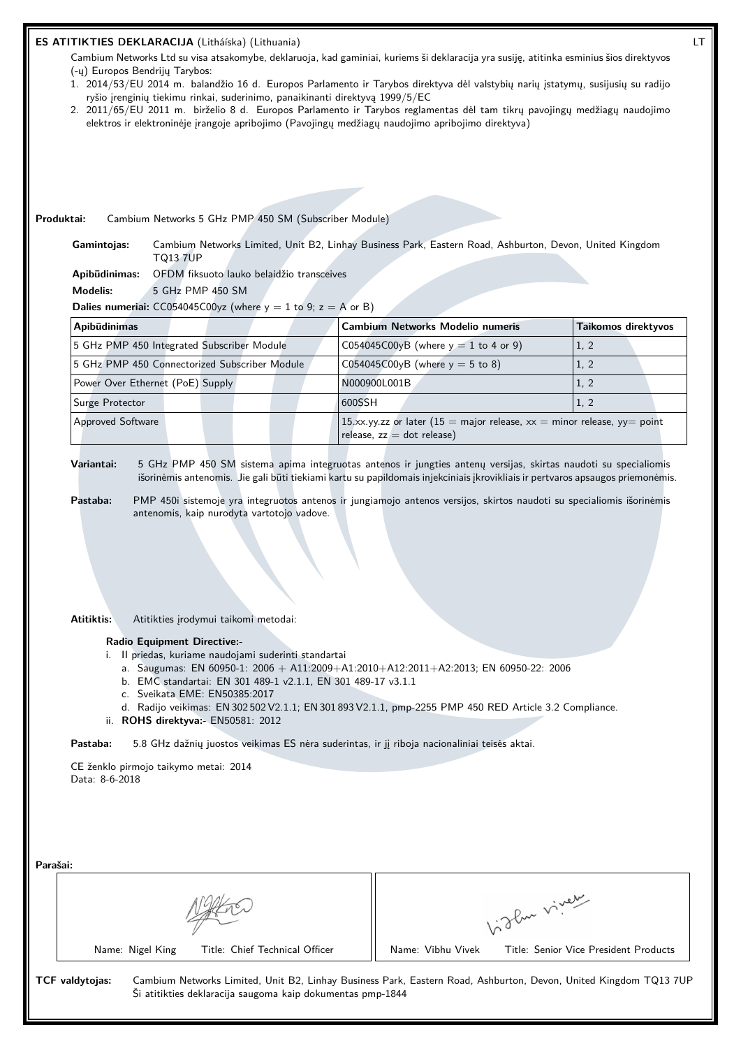**ES ATITIKTIES DEKLARACIJA** (Litháíska) (Lithuania) LT

Cambium Networks Ltd su visa atsakomybe, deklaruoja, kad gaminiai, kuriems ši deklaracija yra susiję, atitinka esminius šios direktyvos (-ų) Europos Bendrijų Tarybos:

1. 2014/53/EU 2014 m. balandžio 16 d. Europos Parlamento ir Tarybos direktyva dėl valstybių narių įstatymų, susijusių su radijo ryšio įrenginių tiekimu rinkai, suderinimo, panaikinanti direktyvą 1999/5/EC
2. 2011/65/EU 2011 m. birželio 8 d. Europos Parlamento ir Tarybos reglamentas dėl tam tikrų pavojingų medžiagų naudojimo elektros ir elektroninėje įrangoje apribojimo (Pavojingų medžiagų naudojimo apribojimo direktyva)

**Produktai:** Cambium Networks 5 GHz PMP 450 SM (Subscriber Module)

**Gamintojas:** Cambium Networks Limited, Unit B2, Linhay Business Park, Eastern Road, Ashburton, Devon, United Kingdom TQ13 7UP

**Apibūdinimas:** OFDM fiksuoto lauko belaidžio transceives

**Modelis:** 5 GHz PMP 450 SM

**Dalies numeriai:** CC054045C00yz (where y = 1 to 9; z = A or B)

| Apibūdinimas | Cambium Networks Modelio numeris | Taikomos direktyvos |
|---|---|---|
| 5 GHz PMP 450 Integrated Subscriber Module | C054045C00yB (where y = 1 to 4 or 9) | 1, 2 |
| 5 GHz PMP 450 Connectorized Subscriber Module | C054045C00yB (where y = 5 to 8) | 1, 2 |
| Power Over Ethernet (PoE) Supply | N000900L001B | 1, 2 |
| Surge Protector | 600SSH | 1, 2 |
| Approved Software | 15.xx.yy.zz or later (15 = major release, xx = minor release, yy= point release, zz = dot release) | |

**Variantai:** 5 GHz PMP 450 SM sistema apima integruotas antenos ir jungties antenų versijas, skirtas naudoti su specialiomis išorinėmis antenomis. Jie gali būti tiekiami kartu su papildomais injekciniais įkrovikliais ir pertvaros apsaugos priemonėmis.

**Pastaba:** PMP 450i sistemoje yra integruotos antenos ir jungiamojo antenos versijos, skirtos naudoti su specialiomis išorinėmis antenomis, kaip nurodyta vartotojo vadove.

**Atitiktis:** Atitikties įrodymui taikomi metodai:

**Radio Equipment Directive:-**

i. II priedas, kuriame naudojami suderinti standartai
   a. Saugumas: EN 60950-1: 2006 + A11:2009+A1:2010+A12:2011+A2:2013; EN 60950-22: 2006
   b. EMC standartai: EN 301 489-1 v2.1.1, EN 301 489-17 v3.1.1
   c. Sveikata EME: EN50385:2017
   d. Radijo veikimas: EN 302 502 V2.1.1; EN 301 893 V2.1.1, pmp-2255 PMP 450 RED Article 3.2 Compliance.

ii. **ROHS direktyva:-** EN50581: 2012

**Pastaba:** 5.8 GHz dažnių juostos veikimas ES nėra suderintas, ir jį riboja nacionaliniai teisės aktai.

CE ženklo pirmojo taikymo metai: 2014
Data: 8-6-2018

**Parašai:**

| Name: Nigel King Title: Chief Technical Officer | Name: Vibhu Vivek Title: Senior Vice President Products |
|---|---|

**TCF valdytojas:** Cambium Networks Limited, Unit B2, Linhay Business Park, Eastern Road, Ashburton, Devon, United Kingdom TQ13 7UP
Ši atitikties deklaracija saugoma kaip dokumentas pmp-1844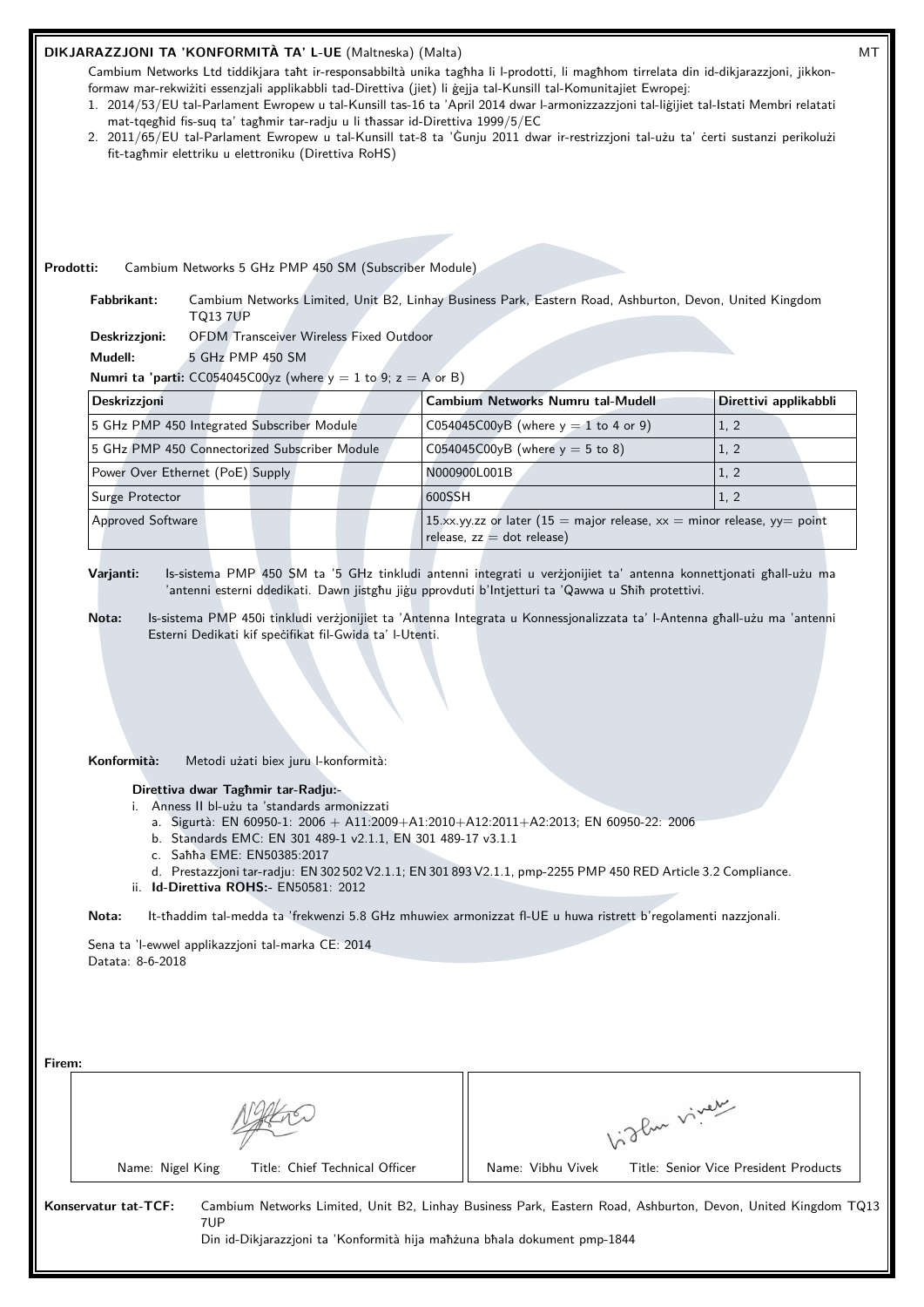**DIKJARAZZJONI TA 'KONFORMITÀ TA' L-UE** (Maltneska) (Malta)

MT

Cambium Networks Ltd tiddikjara taħt ir-responsabbiltà unika tagħha li l-prodotti, li magħhom tirrelata din id-dikjarazzjoni, jikkonformaw mar-rekwiżiti essenzjali applikabbli tad-Direttiva (jiet) li ġejja tal-Kunsill tal-Komunitajiet Ewropej:

1. 2014/53/EU tal-Parlament Ewropew u tal-Kunsill tas-16 ta 'April 2014 dwar l-armonizzazzjoni tal-liġijiet tal-Istati Membri relatati mat-tqegħid fis-suq ta' tagħmir tar-radju u li tħassar id-Direttiva 1999/5/EC
2. 2011/65/EU tal-Parlament Ewropew u tal-Kunsill tat-8 ta 'Ġunju 2011 dwar ir-restrizzjoni tal-użu ta' ċerti sustanzi perikolużi fit-tagħmir elettriku u elettroniku (Direttiva RoHS)

**Prodotti:** Cambium Networks 5 GHz PMP 450 SM (Subscriber Module)

**Fabbrikant:** Cambium Networks Limited, Unit B2, Linhay Business Park, Eastern Road, Ashburton, Devon, United Kingdom TQ13 7UP

**Deskrizzjoni:** OFDM Transceiver Wireless Fixed Outdoor

**Mudell:** 5 GHz PMP 450 SM

**Numri ta 'parti:** CC054045C00yz (where y = 1 to 9; z = A or B)

| Deskrizzjoni | Cambium Networks Numru tal-Mudell | Direttivi applikabbli |
|---|---|---|
| 5 GHz PMP 450 Integrated Subscriber Module | C054045C00yB (where y = 1 to 4 or 9) | 1, 2 |
| 5 GHz PMP 450 Connectorized Subscriber Module | C054045C00yB (where y = 5 to 8) | 1, 2 |
| Power Over Ethernet (PoE) Supply | N000900L001B | 1, 2 |
| Surge Protector | 600SSH | 1, 2 |
| Approved Software | 15.xx.yy.zz or later (15 = major release, xx = minor release, yy= point release, zz = dot release) | |

**Varjanti:** Is-sistema PMP 450 SM ta '5 GHz tinkludi antenni integrati u verżjonijiet ta' antenna konnettjonati għall-użu ma 'antenni esterni ddedikati. Dawn jistgħu jiġu pprovduti b'Intjetturi ta 'Qawwa u Sħiħ protettivi.

**Nota:** Is-sistema PMP 450i tinkludi verżjonijiet ta 'Antenna Integrata u Konnessjonalizzata ta' l-Antenna għall-użu ma 'antenni Esterni Dedikati kif speċifikat fil-Gwida ta' l-Utenti.

**Konformità:** Metodi użati biex juru l-konformità:

**Direttiva dwar Tagħmir tar-Radju:-**

i. Anness II bl-użu ta 'standards armonizzati
   a. Sigurtà: EN 60950-1: 2006 + A11:2009+A1:2010+A12:2011+A2:2013; EN 60950-22: 2006
   b. Standards EMC: EN 301 489-1 v2.1.1, EN 301 489-17 v3.1.1
   c. Saħħa EME: EN50385:2017
   d. Prestazzjoni tar-radju: EN 302 502 V2.1.1; EN 301 893 V2.1.1, pmp-2255 PMP 450 RED Article 3.2 Compliance.

ii. **Id-Direttiva ROHS:-** EN50581: 2012

**Nota:** It-tħaddim tal-medda ta 'frekwenzi 5.8 GHz mhuwiex armonizzat fl-UE u huwa ristrett b'regolamenti nazzjonali.

Sena ta 'l-ewwel applikazzjoni tal-marka CE: 2014
Datata: 8-6-2018

**Firem:**

| Name: Nigel King Title: Chief Technical Officer | Name: Vibhu Vivek Title: Senior Vice President Products |
|---|---|

**Konservatur tat-TCF:** Cambium Networks Limited, Unit B2, Linhay Business Park, Eastern Road, Ashburton, Devon, United Kingdom TQ13 7UP
Din id-Dikjarazzjoni ta 'Konformità hija maħżuna bħala dokument pmp-1844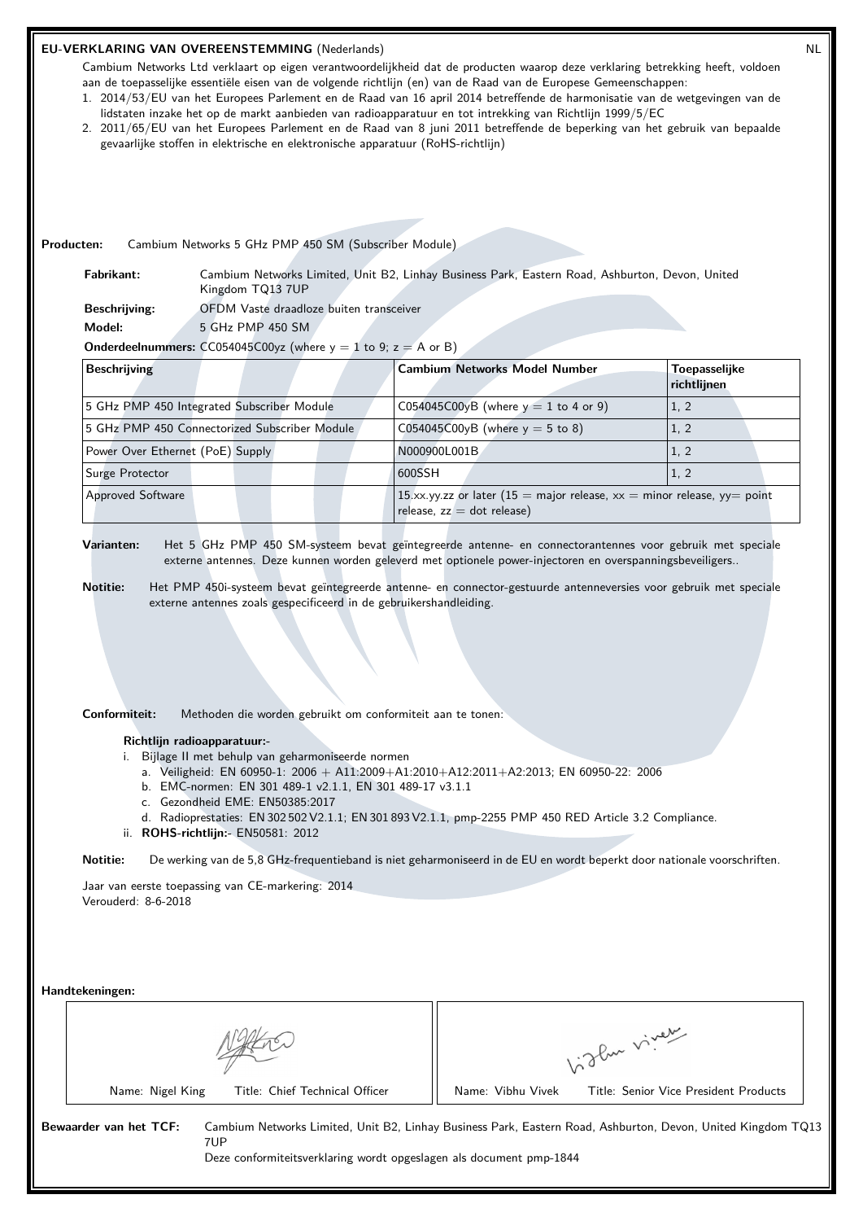## EU-VERKLARING VAN OVEREENSTEMMING (Nederlands)

NL

Cambium Networks Ltd verklaart op eigen verantwoordelijkheid dat de producten waarop deze verklaring betrekking heeft, voldoen aan de toepasselijke essentiële eisen van de volgende richtlijn (en) van de Raad van de Europese Gemeenschappen:

1. 2014/53/EU van het Europees Parlement en de Raad van 16 april 2014 betreffende de harmonisatie van de wetgevingen van de lidstaten inzake het op de markt aanbieden van radioapparatuur en tot intrekking van Richtlijn 1999/5/EC
2. 2011/65/EU van het Europees Parlement en de Raad van 8 juni 2011 betreffende de beperking van het gebruik van bepaalde gevaarlijke stoffen in elektrische en elektronische apparatuur (RoHS-richtlijn)

**Producten:** Cambium Networks 5 GHz PMP 450 SM (Subscriber Module)

**Fabrikant:** Cambium Networks Limited, Unit B2, Linhay Business Park, Eastern Road, Ashburton, Devon, United Kingdom TQ13 7UP

**Beschrijving:** OFDM Vaste draadloze buiten transceiver

**Model:** 5 GHz PMP 450 SM

**Onderdeelnummers:** CC054045C00yz (where y = 1 to 9; z = A or B)

| Beschrijving | Cambium Networks Model Number | Toepasselijke richtlijnen |
|---|---|---|
| 5 GHz PMP 450 Integrated Subscriber Module | C054045C00yB (where y = 1 to 4 or 9) | 1, 2 |
| 5 GHz PMP 450 Connectorized Subscriber Module | C054045C00yB (where y = 5 to 8) | 1, 2 |
| Power Over Ethernet (PoE) Supply | N000900L001B | 1, 2 |
| Surge Protector | 600SSH | 1, 2 |
| Approved Software | 15.xx.yy.zz or later (15 = major release, xx = minor release, yy= point release, zz = dot release) | |

**Varianten:** Het 5 GHz PMP 450 SM-systeem bevat geïntegreerde antenne- en connectorantennes voor gebruik met speciale externe antennes. Deze kunnen worden geleverd met optionele power-injectoren en overspanningsbeveiligers..

**Notitie:** Het PMP 450i-systeem bevat geïntegreerde antenne- en connector-gestuurde antenneversies voor gebruik met speciale externe antennes zoals gespecificeerd in de gebruikershandleiding.

**Conformiteit:** Methoden die worden gebruikt om conformiteit aan te tonen:

**Richtlijn radioapparatuur:-**

i. Bijlage II met behulp van geharmoniseerde normen
   a. Veiligheid: EN 60950-1: 2006 + A11:2009+A1:2010+A12:2011+A2:2013; EN 60950-22: 2006
   b. EMC-normen: EN 301 489-1 v2.1.1, EN 301 489-17 v3.1.1
   c. Gezondheid EME: EN50385:2017
   d. Radioprestaties: EN 302 502 V2.1.1; EN 301 893 V2.1.1, pmp-2255 PMP 450 RED Article 3.2 Compliance.

ii. **ROHS-richtlijn:-** EN50581: 2012

**Notitie:** De werking van de 5,8 GHz-frequentieband is niet geharmoniseerd in de EU en wordt beperkt door nationale voorschriften.

Jaar van eerste toepassing van CE-markering: 2014
Verouderd: 8-6-2018

**Handtekeningen:**

| Name: Nigel King Title: Chief Technical Officer | Name: Vibhu Vivek Title: Senior Vice President Products |
|---|---|

**Bewaarder van het TCF:** Cambium Networks Limited, Unit B2, Linhay Business Park, Eastern Road, Ashburton, Devon, United Kingdom TQ13 7UP
Deze conformiteitsverklaring wordt opgeslagen als document pmp-1844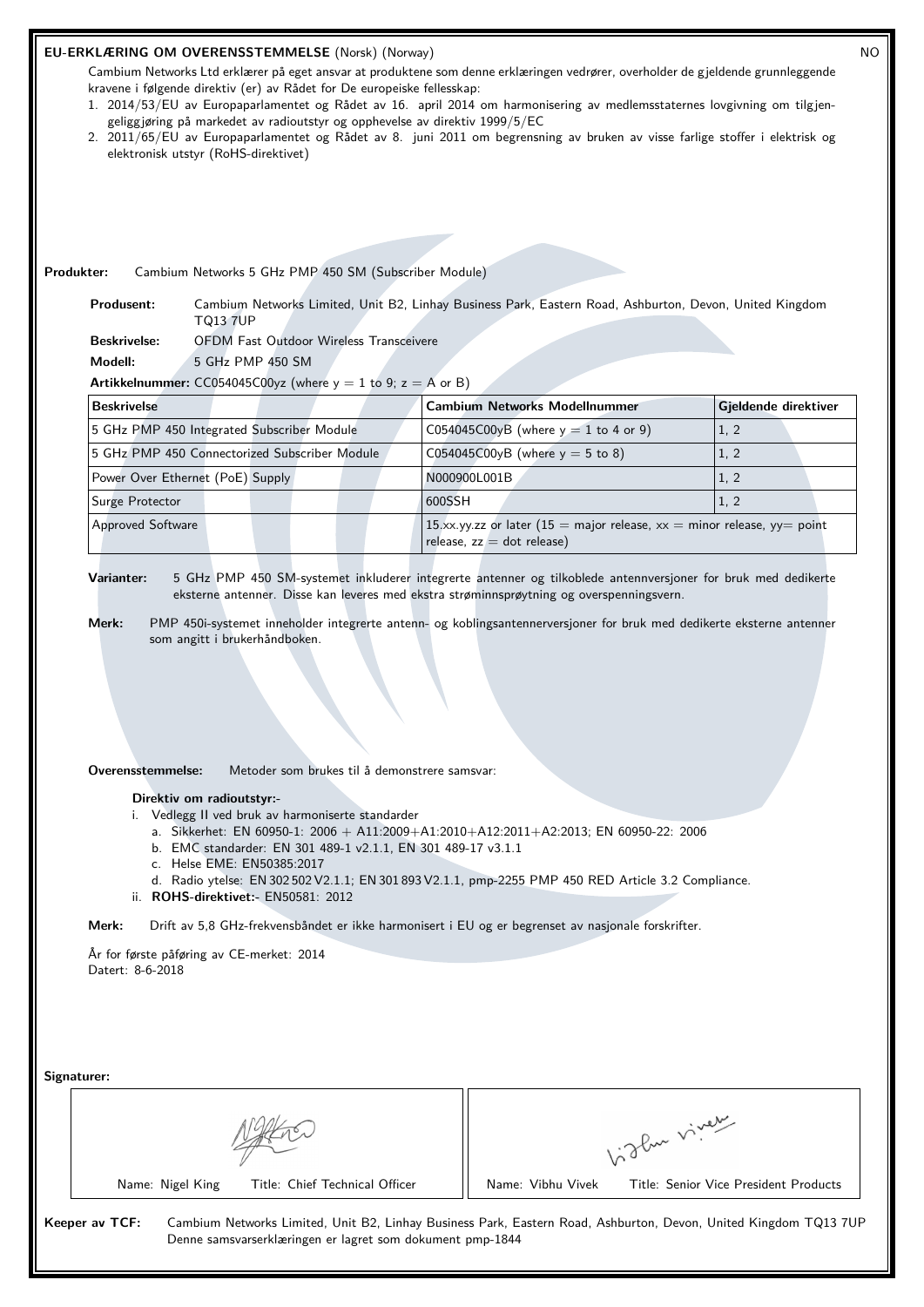## EU-ERKLÆRING OM OVERENSSTEMMELSE (Norsk) (Norway)

NO

Cambium Networks Ltd erklærer på eget ansvar at produktene som denne erklæringen vedrører, overholder de gjeldende grunnleggende kravene i følgende direktiv (er) av Rådet for De europeiske fellesskap:

1. 2014/53/EU av Europaparlamentet og Rådet av 16. april 2014 om harmonisering av medlemsstaternes lovgivning om tilgjengeliggjøring på markedet av radioutstyr og opphevelse av direktiv 1999/5/EC
2. 2011/65/EU av Europaparlamentet og Rådet av 8. juni 2011 om begrensning av bruken av visse farlige stoffer i elektrisk og elektronisk utstyr (RoHS-direktivet)

**Produkter:** Cambium Networks 5 GHz PMP 450 SM (Subscriber Module)

**Produsent:** Cambium Networks Limited, Unit B2, Linhay Business Park, Eastern Road, Ashburton, Devon, United Kingdom TQ13 7UP

**Beskrivelse:** OFDM Fast Outdoor Wireless Transceivere

**Modell:** 5 GHz PMP 450 SM

**Artikkelnummer:** CC054045C00yz (where y = 1 to 9; z = A or B)

| Beskrivelse | Cambium Networks Modellnummer | Gjeldende direktiver |
|---|---|---|
| 5 GHz PMP 450 Integrated Subscriber Module | C054045C00yB (where y = 1 to 4 or 9) | 1, 2 |
| 5 GHz PMP 450 Connectorized Subscriber Module | C054045C00yB (where y = 5 to 8) | 1, 2 |
| Power Over Ethernet (PoE) Supply | N000900L001B | 1, 2 |
| Surge Protector | 600SSH | 1, 2 |
| Approved Software | 15.xx.yy.zz or later (15 = major release, xx = minor release, yy= point release, zz = dot release) | |

**Varianter:** 5 GHz PMP 450 SM-systemet inkluderer integrerte antenner og tilkoblede antennversjoner for bruk med dedikerte eksterne antenner. Disse kan leveres med ekstra strøminnsprøytning og overspenningsvern.

**Merk:** PMP 450i-systemet inneholder integrerte antenn- og koblingsantennerversjoner for bruk med dedikerte eksterne antenner som angitt i brukerhåndboken.

**Overensstemmelse:** Metoder som brukes til å demonstrere samsvar:

**Direktiv om radioutstyr:-**

i. Vedlegg II ved bruk av harmoniserte standarder
   a. Sikkerhet: EN 60950-1: 2006 + A11:2009+A1:2010+A12:2011+A2:2013; EN 60950-22: 2006
   b. EMC standarder: EN 301 489-1 v2.1.1, EN 301 489-17 v3.1.1
   c. Helse EME: EN50385:2017
   d. Radio ytelse: EN 302 502 V2.1.1; EN 301 893 V2.1.1, pmp-2255 PMP 450 RED Article 3.2 Compliance.

ii. **ROHS-direktivet:-** EN50581: 2012

**Merk:** Drift av 5,8 GHz-frekvensbåndet er ikke harmonisert i EU og er begrenset av nasjonale forskrifter.

År for første påføring av CE-merket: 2014
Datert: 8-6-2018

**Signaturer:**

| Name: Nigel King Title: Chief Technical Officer | Name: Vibhu Vivek Title: Senior Vice President Products |
|---|---|

**Keeper av TCF:** Cambium Networks Limited, Unit B2, Linhay Business Park, Eastern Road, Ashburton, Devon, United Kingdom TQ13 7UP
Denne samsvarserklæringen er lagret som dokument pmp-1844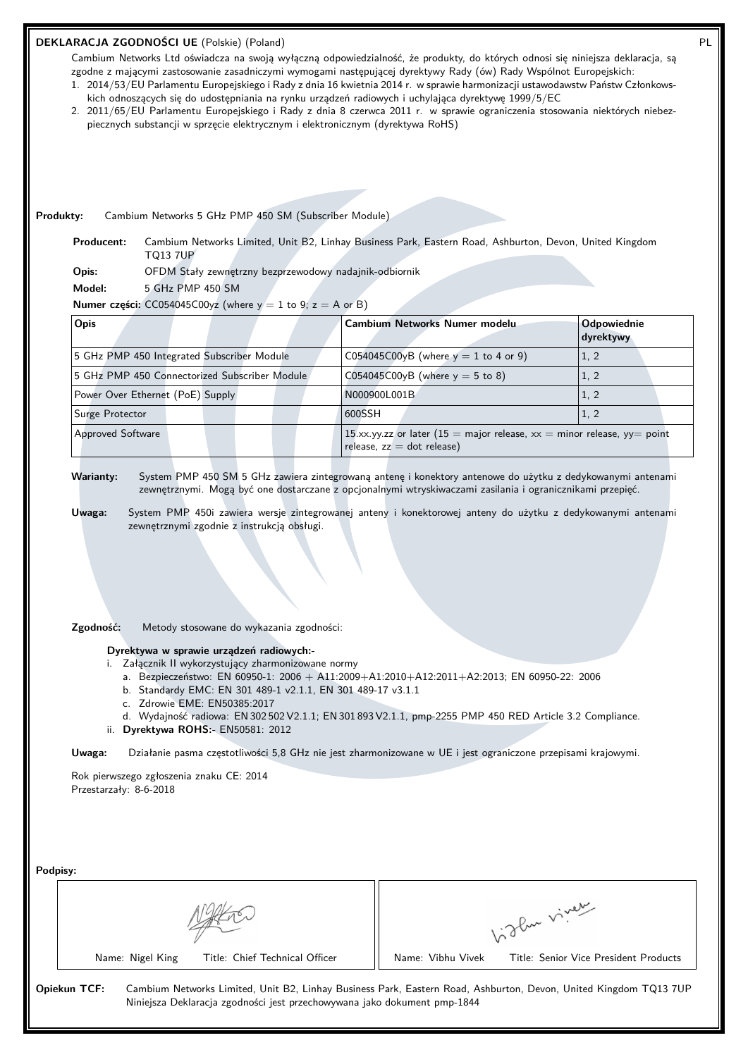**DEKLARACJA ZGODNOŚCI UE** (Polskie) (Poland)

PL

Cambium Networks Ltd oświadcza na swoją wyłączną odpowiedzialność, że produkty, do których odnosi się niniejsza deklaracja, są zgodne z mającymi zastosowanie zasadniczymi wymogami następującej dyrektywy Rady (ów) Rady Wspólnot Europejskich:

1. 2014/53/EU Parlamentu Europejskiego i Rady z dnia 16 kwietnia 2014 r. w sprawie harmonizacji ustawodawstw Państw Członkowskich odnoszących się do udostępniania na rynku urządzeń radiowych i uchylająca dyrektywę 1999/5/EC
2. 2011/65/EU Parlamentu Europejskiego i Rady z dnia 8 czerwca 2011 r. w sprawie ograniczenia stosowania niektórych niebezpiecznych substancji w sprzęcie elektrycznym i elektronicznym (dyrektywa RoHS)

**Produkty:** Cambium Networks 5 GHz PMP 450 SM (Subscriber Module)

**Producent:** Cambium Networks Limited, Unit B2, Linhay Business Park, Eastern Road, Ashburton, Devon, United Kingdom TQ13 7UP

**Opis:** OFDM Stały zewnętrzny bezprzewodowy nadajnik-odbiornik

**Model:** 5 GHz PMP 450 SM

**Numer części:** CC054045C00yz (where y = 1 to 9; z = A or B)

| Opis | Cambium Networks Numer modelu | Odpowiednie dyrektywy |
|---|---|---|
| 5 GHz PMP 450 Integrated Subscriber Module | C054045C00yB (where y = 1 to 4 or 9) | 1, 2 |
| 5 GHz PMP 450 Connectorized Subscriber Module | C054045C00yB (where y = 5 to 8) | 1, 2 |
| Power Over Ethernet (PoE) Supply | N000900L001B | 1, 2 |
| Surge Protector | 600SSH | 1, 2 |
| Approved Software | 15.xx.yy.zz or later (15 = major release, xx = minor release, yy= point release, zz = dot release) | |

**Warianty:** System PMP 450 SM 5 GHz zawiera zintegrowaną antenę i konektory antenowe do użytku z dedykowanymi antenami zewnętrznymi. Mogą być one dostarczane z opcjonalnymi wtryskiwaczami zasilania i ogranicznikami przepięć.

**Uwaga:** System PMP 450i zawiera wersje zintegrowanej anteny i konektorowej anteny do użytku z dedykowanymi antenami zewnętrznymi zgodnie z instrukcją obsługi.

**Zgodność:** Metody stosowane do wykazania zgodności:

**Dyrektywa w sprawie urządzeń radiowych:-**

i. Załącznik II wykorzystujący zharmonizowane normy
   a. Bezpieczeństwo: EN 60950-1: 2006 + A11:2009+A1:2010+A12:2011+A2:2013; EN 60950-22: 2006
   b. Standardy EMC: EN 301 489-1 v2.1.1, EN 301 489-17 v3.1.1
   c. Zdrowie EME: EN50385:2017
   d. Wydajność radiowa: EN 302 502 V2.1.1; EN 301 893 V2.1.1, pmp-2255 PMP 450 RED Article 3.2 Compliance.

ii. **Dyrektywa ROHS:-** EN50581: 2012

**Uwaga:** Działanie pasma częstotliwości 5,8 GHz nie jest zharmonizowane w UE i jest ograniczone przepisami krajowymi.

Rok pierwszego zgłoszenia znaku CE: 2014

Przestarzały: 8-6-2018

**Podpisy:**

| Name: Nigel King Title: Chief Technical Officer | Name: Vibhu Vivek Title: Senior Vice President Products |
|---|---|

**Opiekun TCF:** Cambium Networks Limited, Unit B2, Linhay Business Park, Eastern Road, Ashburton, Devon, United Kingdom TQ13 7UP

Niniejsza Deklaracja zgodności jest przechowywana jako dokument pmp-1844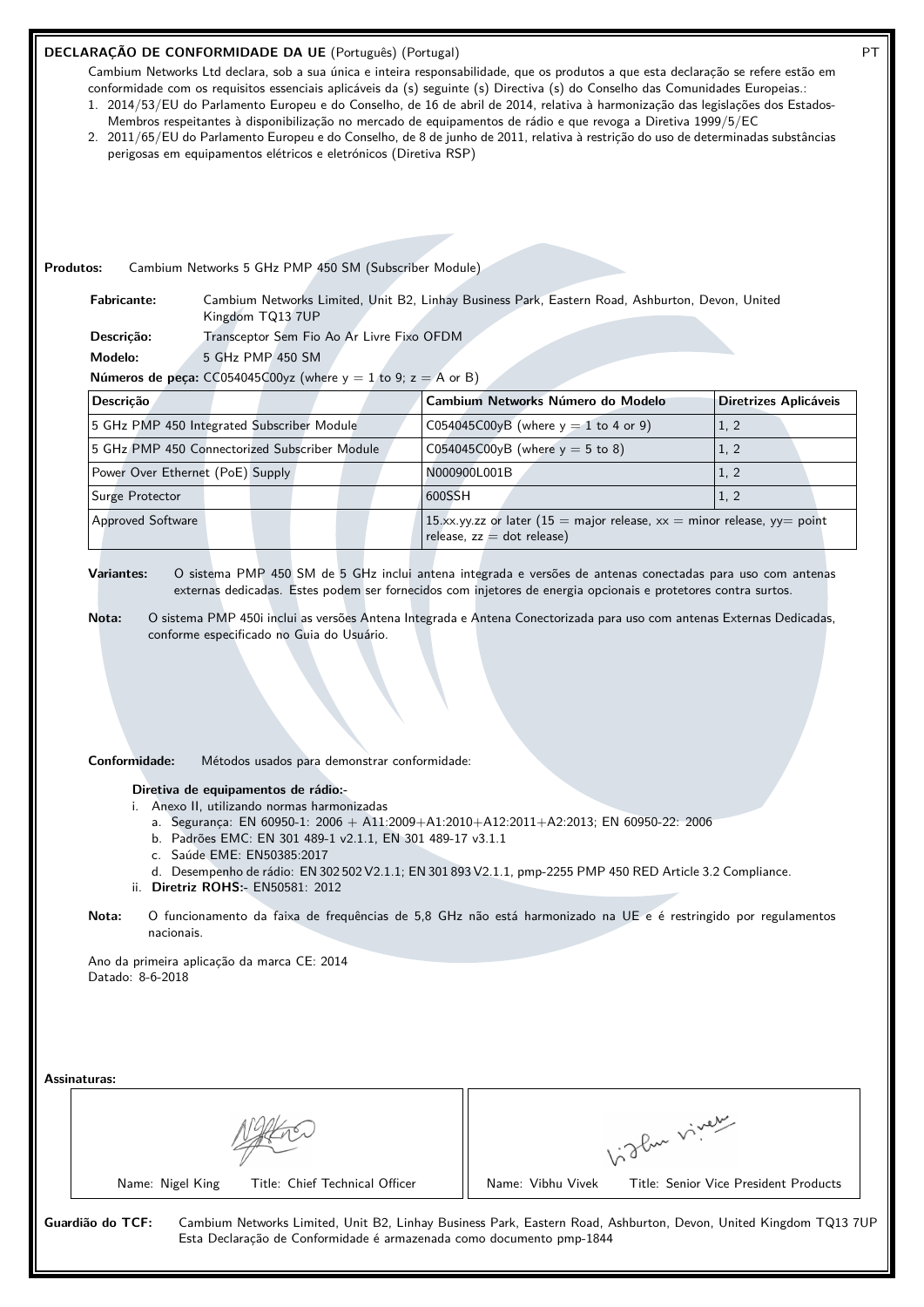# DECLARAÇÃO DE CONFORMIDADE DA UE (Português) (Portugal)

PT

Cambium Networks Ltd declara, sob a sua única e inteira responsabilidade, que os produtos a que esta declaração se refere estão em conformidade com os requisitos essenciais aplicáveis da (s) seguinte (s) Directiva (s) do Conselho das Comunidades Europeias.:

1. 2014/53/EU do Parlamento Europeu e do Conselho, de 16 de abril de 2014, relativa à harmonização das legislações dos Estados-Membros respeitantes à disponibilização no mercado de equipamentos de rádio e que revoga a Diretiva 1999/5/EC
2. 2011/65/EU do Parlamento Europeu e do Conselho, de 8 de junho de 2011, relativa à restrição do uso de determinadas substâncias perigosas em equipamentos elétricos e eletrónicos (Diretiva RSP)

**Produtos:** Cambium Networks 5 GHz PMP 450 SM (Subscriber Module)

**Fabricante:** Cambium Networks Limited, Unit B2, Linhay Business Park, Eastern Road, Ashburton, Devon, United Kingdom TQ13 7UP

**Descrição:** Transceptor Sem Fio Ao Ar Livre Fixo OFDM

**Modelo:** 5 GHz PMP 450 SM

**Números de peça:** CC054045C00yz (where y = 1 to 9; z = A or B)

| Descrição | Cambium Networks Número do Modelo | Diretrizes Aplicáveis |
|---|---|---|
| 5 GHz PMP 450 Integrated Subscriber Module | C054045C00yB (where y = 1 to 4 or 9) | 1, 2 |
| 5 GHz PMP 450 Connectorized Subscriber Module | C054045C00yB (where y = 5 to 8) | 1, 2 |
| Power Over Ethernet (PoE) Supply | N000900L001B | 1, 2 |
| Surge Protector | 600SSH | 1, 2 |
| Approved Software | 15.xx.yy.zz or later (15 = major release, xx = minor release, yy= point release, zz = dot release) | |

**Variantes:** O sistema PMP 450 SM de 5 GHz inclui antena integrada e versões de antenas conectadas para uso com antenas externas dedicadas. Estes podem ser fornecidos com injetores de energia opcionais e protetores contra surtos.

**Nota:** O sistema PMP 450i inclui as versões Antena Integrada e Antena Conectorizada para uso com antenas Externas Dedicadas, conforme especificado no Guia do Usuário.

**Conformidade:** Métodos usados para demonstrar conformidade:

**Diretiva de equipamentos de rádio:-**

i. Anexo II, utilizando normas harmonizadas
   a. Segurança: EN 60950-1: 2006 + A11:2009+A1:2010+A12:2011+A2:2013; EN 60950-22: 2006
   b. Padrões EMC: EN 301 489-1 v2.1.1, EN 301 489-17 v3.1.1
   c. Saúde EME: EN50385:2017
   d. Desempenho de rádio: EN 302 502 V2.1.1; EN 301 893 V2.1.1, pmp-2255 PMP 450 RED Article 3.2 Compliance.

ii. **Diretriz ROHS:-** EN50581: 2012

**Nota:** O funcionamento da faixa de frequências de 5,8 GHz não está harmonizado na UE e é restringido por regulamentos nacionais.

Ano da primeira aplicação da marca CE: 2014
Datado: 8-6-2018

**Assinaturas:**

| Name: Nigel King Title: Chief Technical Officer | Name: Vibhu Vivek Title: Senior Vice President Products |
|---|---|

**Guardião do TCF:** Cambium Networks Limited, Unit B2, Linhay Business Park, Eastern Road, Ashburton, Devon, United Kingdom TQ13 7UP
Esta Declaração de Conformidade é armazenada como documento pmp-1844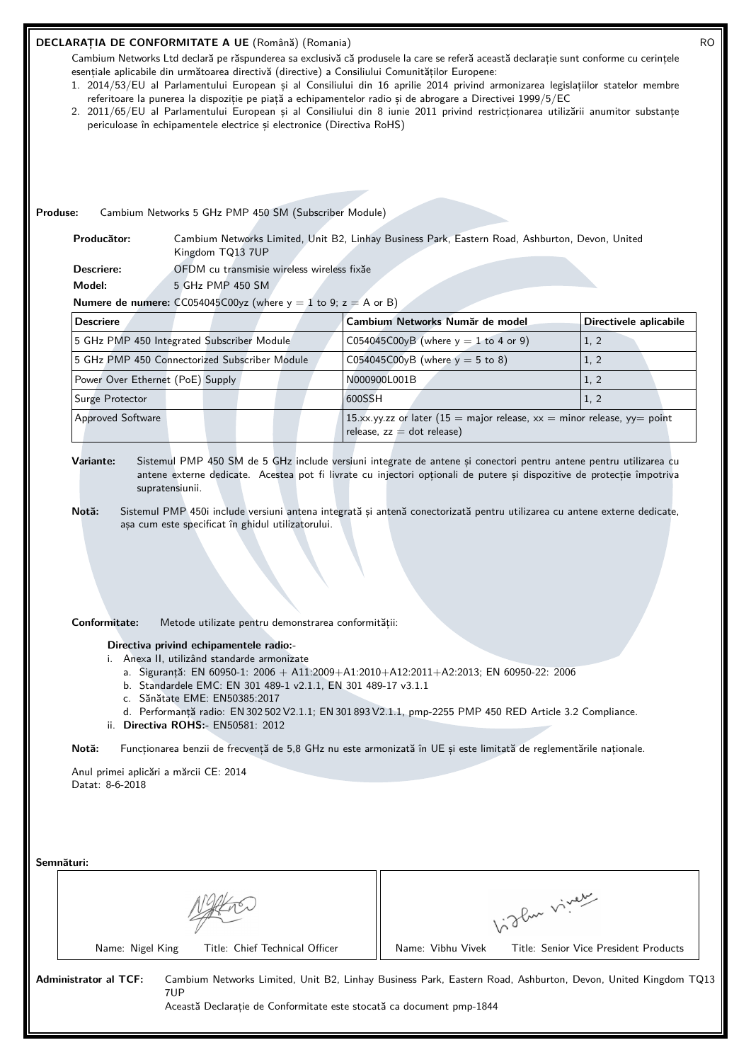## DECLARAȚIA DE CONFORMITATE A UE (Română) (Romania)

RO

Cambium Networks Ltd declară pe răspunderea sa exclusivă că produsele la care se referă această declarație sunt conforme cu cerințele esențiale aplicabile din următoarea directivă (directive) a Consiliului Comunităților Europene:

1. 2014/53/EU al Parlamentului European și al Consiliului din 16 aprilie 2014 privind armonizarea legislațiilor statelor membre referitoare la punerea la dispoziție pe piață a echipamentelor radio și de abrogare a Directivei 1999/5/EC
2. 2011/65/EU al Parlamentului European și al Consiliului din 8 iunie 2011 privind restricționarea utilizării anumitor substanțe periculoase în echipamentele electrice și electronice (Directiva RoHS)

**Produse:** Cambium Networks 5 GHz PMP 450 SM (Subscriber Module)

**Producător:** Cambium Networks Limited, Unit B2, Linhay Business Park, Eastern Road, Ashburton, Devon, United Kingdom TQ13 7UP

**Descriere:** OFDM cu transmisie wireless wireless fixăe

**Model:** 5 GHz PMP 450 SM

**Numere de numere:** CC054045C00yz (where y = 1 to 9; z = A or B)

| Descriere | Cambium Networks Număr de model | Directivele aplicabile |
|---|---|---|
| 5 GHz PMP 450 Integrated Subscriber Module | C054045C00yB (where y = 1 to 4 or 9) | 1, 2 |
| 5 GHz PMP 450 Connectorized Subscriber Module | C054045C00yB (where y = 5 to 8) | 1, 2 |
| Power Over Ethernet (PoE) Supply | N000900L001B | 1, 2 |
| Surge Protector | 600SSH | 1, 2 |
| Approved Software | 15.xx.yy.zz or later (15 = major release, xx = minor release, yy= point release, zz = dot release) | |

**Variante:** Sistemul PMP 450 SM de 5 GHz include versiuni integrate de antene și conectori pentru antene pentru utilizarea cu antene externe dedicate. Acestea pot fi livrate cu injectori opționali de putere și dispozitive de protecție împotriva supratensiunii.

**Notă:** Sistemul PMP 450i include versiuni antena integrată și antenă conectorizată pentru utilizarea cu antene externe dedicate, așa cum este specificat în ghidul utilizatorului.

**Conformitate:** Metode utilizate pentru demonstrarea conformității:

**Directiva privind echipamentele radio:-**

- i. Anexa II, utilizând standarde armonizate
  - a. Siguranță: EN 60950-1: 2006 + A11:2009+A1:2010+A12:2011+A2:2013; EN 60950-22: 2006
  - b. Standardele EMC: EN 301 489-1 v2.1.1, EN 301 489-17 v3.1.1
  - c. Sănătate EME: EN50385:2017
  - d. Performanță radio: EN 302 502 V2.1.1; EN 301 893 V2.1.1, pmp-2255 PMP 450 RED Article 3.2 Compliance.
- ii. **Directiva ROHS:-** EN50581: 2012

**Notă:** Funcționarea benzii de frecvență de 5,8 GHz nu este armonizată în UE și este limitată de reglementările naționale.

Anul primei aplicări a mărcii CE: 2014
Datat: 8-6-2018

**Semnături:**

| Name: Nigel King Title: Chief Technical Officer | Name: Vibhu Vivek Title: Senior Vice President Products |
|---|---|

**Administrator al TCF:** Cambium Networks Limited, Unit B2, Linhay Business Park, Eastern Road, Ashburton, Devon, United Kingdom TQ13 7UP
Această Declarație de Conformitate este stocată ca document pmp-1844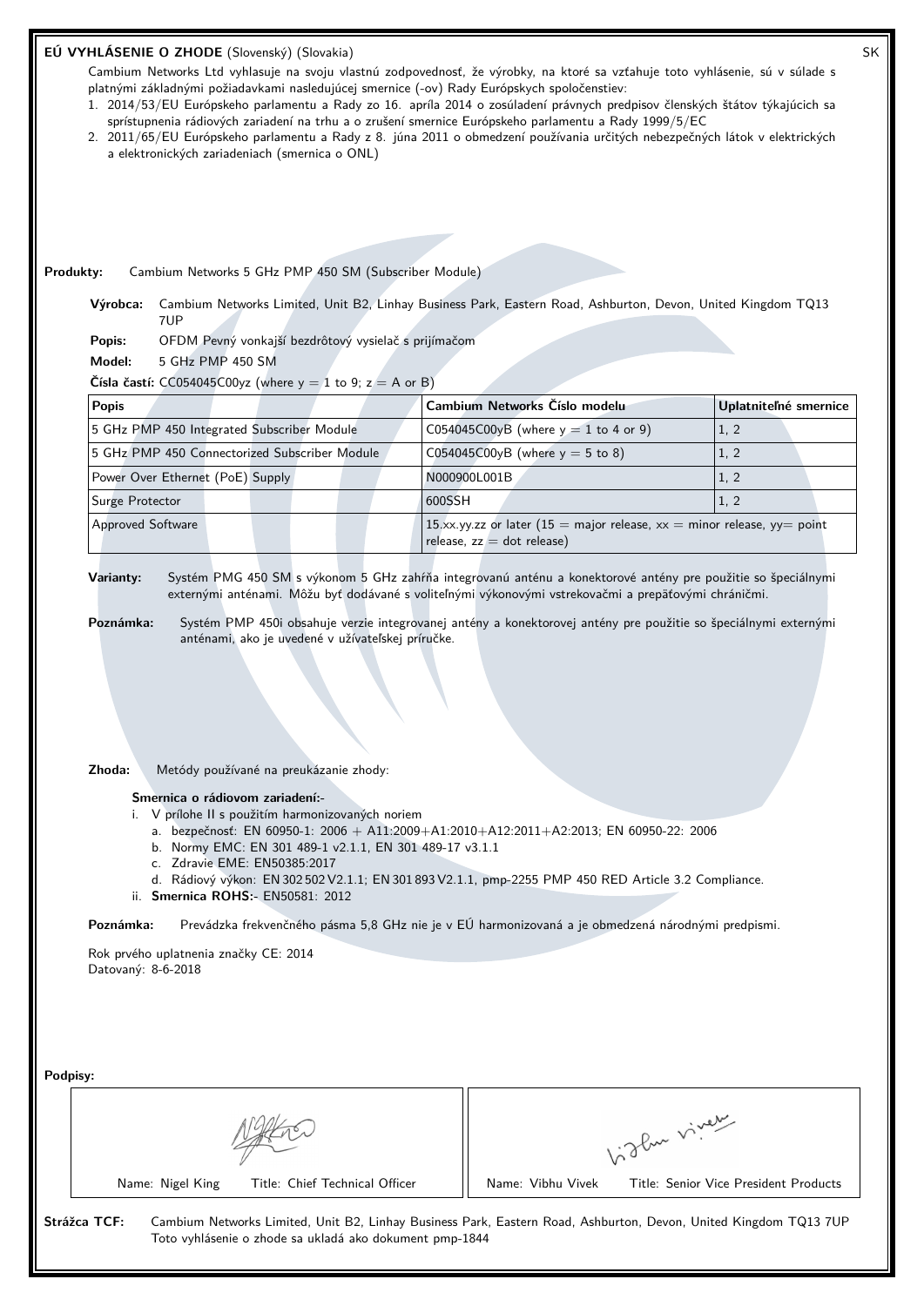# EÚ VYHLÁSENIE O ZHODE (Slovenský) (Slovakia)

SK

Cambium Networks Ltd vyhlasuje na svoju vlastnú zodpovednosť, že výrobky, na ktoré sa vzťahuje toto vyhlásenie, sú v súlade s platnými základnými požiadavkami nasledujúcej smernice (-ov) Rady Európskych spoločenstiev:

1. 2014/53/EU Európskeho parlamentu a Rady zo 16. apríla 2014 o zosúladení právnych predpisov členských štátov týkajúcich sa sprístupnenia rádiových zariadení na trhu a o zrušení smernice Európskeho parlamentu a Rady 1999/5/EC
2. 2011/65/EU Európskeho parlamentu a Rady z 8. júna 2011 o obmedzení používania určitých nebezpečných látok v elektrických a elektronických zariadeniach (smernica o ONL)

**Produkty:** Cambium Networks 5 GHz PMP 450 SM (Subscriber Module)

**Výrobca:** Cambium Networks Limited, Unit B2, Linhay Business Park, Eastern Road, Ashburton, Devon, United Kingdom TQ13 7UP

**Popis:** OFDM Pevný vonkajší bezdrôtový vysielač s prijímačom

**Model:** 5 GHz PMP 450 SM

**Čísla častí:** CC054045C00yz (where y = 1 to 9; z = A or B)

| Popis | Cambium Networks Číslo modelu | Uplatniteľné smernice |
|---|---|---|
| 5 GHz PMP 450 Integrated Subscriber Module | C054045C00yB (where y = 1 to 4 or 9) | 1, 2 |
| 5 GHz PMP 450 Connectorized Subscriber Module | C054045C00yB (where y = 5 to 8) | 1, 2 |
| Power Over Ethernet (PoE) Supply | N000900L001B | 1, 2 |
| Surge Protector | 600SSH | 1, 2 |
| Approved Software | 15.xx.yy.zz or later (15 = major release, xx = minor release, yy= point release, zz = dot release) | |

**Varianty:** Systém PMG 450 SM s výkonom 5 GHz zahŕňa integrovanú anténu a konektorové antény pre použitie so špeciálnymi externými anténami. Môžu byť dodávané s voliteľnými výkonovými vstrekovačmi a prepäťovými chráničmi.

**Poznámka:** Systém PMP 450i obsahuje verzie integrovanej antény a konektorovej antény pre použitie so špeciálnymi externými anténami, ako je uvedené v užívateľskej príručke.

**Zhoda:** Metódy používané na preukázanie zhody:

**Smernica o rádiovom zariadení:-**

i. V prílohe II s použitím harmonizovaných noriem
   a. bezpečnosť: EN 60950-1: 2006 + A11:2009+A1:2010+A12:2011+A2:2013; EN 60950-22: 2006
   b. Normy EMC: EN 301 489-1 v2.1.1, EN 301 489-17 v3.1.1
   c. Zdravie EME: EN50385:2017
   d. Rádiový výkon: EN 302 502 V2.1.1; EN 301 893 V2.1.1, pmp-2255 PMP 450 RED Article 3.2 Compliance.

ii. **Smernica ROHS:-** EN50581: 2012

**Poznámka:** Prevádzka frekvenčného pásma 5,8 GHz nie je v EÚ harmonizovaná a je obmedzená národnými predpismi.

Rok prvého uplatnenia značky CE: 2014
Datovaný: 8-6-2018

**Podpisy:**

| Name: Nigel King Title: Chief Technical Officer | Name: Vibhu Vivek Title: Senior Vice President Products |
|---|---|

**Strážca TCF:** Cambium Networks Limited, Unit B2, Linhay Business Park, Eastern Road, Ashburton, Devon, United Kingdom TQ13 7UP
Toto vyhlásenie o zhode sa ukladá ako dokument pmp-1844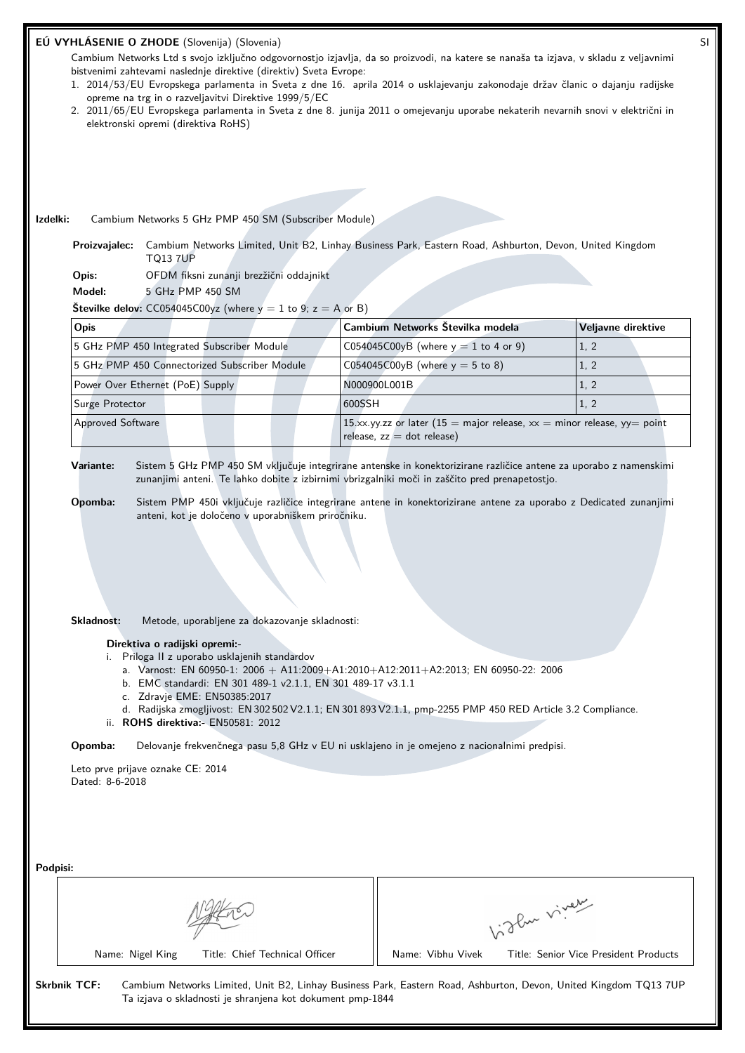## EÚ VYHLÁSENIE O ZHODE (Slovenija) (Slovenia)

SI

Cambium Networks Ltd s svojo izključno odgovornostjo izjavlja, da so proizvodi, na katere se nanaša ta izjava, v skladu z veljavnimi bistvenimi zahtevami naslednje direktive (direktiv) Sveta Evrope:

1. 2014/53/EU Evropskega parlamenta in Sveta z dne 16. aprila 2014 o usklajevanju zakonodaje držav članic o dajanju radijske opreme na trg in o razveljavitvi Direktive 1999/5/EC
2. 2011/65/EU Evropskega parlamenta in Sveta z dne 8. junija 2011 o omejevanju uporabe nekaterih nevarnih snovi v električni in elektronski opremi (direktiva RoHS)

**Izdelki:** Cambium Networks 5 GHz PMP 450 SM (Subscriber Module)

**Proizvajalec:** Cambium Networks Limited, Unit B2, Linhay Business Park, Eastern Road, Ashburton, Devon, United Kingdom TQ13 7UP

**Opis:** OFDM fiksni zunanji brezžični oddajnikt

**Model:** 5 GHz PMP 450 SM

**Številke delov:** CC054045C00yz (where y = 1 to 9; z = A or B)

| Opis | Cambium Networks Številka modela | Veljavne direktive |
|---|---|---|
| 5 GHz PMP 450 Integrated Subscriber Module | C054045C00yB (where y = 1 to 4 or 9) | 1, 2 |
| 5 GHz PMP 450 Connectorized Subscriber Module | C054045C00yB (where y = 5 to 8) | 1, 2 |
| Power Over Ethernet (PoE) Supply | N000900L001B | 1, 2 |
| Surge Protector | 600SSH | 1, 2 |
| Approved Software | 15.xx.yy.zz or later (15 = major release, xx = minor release, yy= point release, zz = dot release) | |

**Variante:** Sistem 5 GHz PMP 450 SM vključuje integrirane antenske in konektorizirane različice antene za uporabo z namenskimi zunanjimi anteni. Te lahko dobite z izbirnimi vbrizgalniki moči in zaščito pred prenapetostjo.

**Opomba:** Sistem PMP 450i vključuje različice integrirane antene in konektorizirane antene za uporabo z Dedicated zunanjimi anteni, kot je določeno v uporabniškem priročniku.

**Skladnost:** Metode, uporabljene za dokazovanje skladnosti:

**Direktiva o radijski opremi:-**

i. Priloga II z uporabo usklajenih standardov
   a. Varnost: EN 60950-1: 2006 + A11:2009+A1:2010+A12:2011+A2:2013; EN 60950-22: 2006
   b. EMC standardi: EN 301 489-1 v2.1.1, EN 301 489-17 v3.1.1
   c. Zdravje EME: EN50385:2017
   d. Radijska zmogljivost: EN 302 502 V2.1.1; EN 301 893 V2.1.1, pmp-2255 PMP 450 RED Article 3.2 Compliance.

ii. **ROHS direktiva:-** EN50581: 2012

**Opomba:** Delovanje frekvenčnega pasu 5,8 GHz v EU ni usklajeno in je omejeno z nacionalnimi predpisi.

Leto prve prijave oznake CE: 2014
Dated: 8-6-2018

**Podpisi:**

| Name: Nigel King Title: Chief Technical Officer | Name: Vibhu Vivek Title: Senior Vice President Products |
|---|---|

**Skrbnik TCF:** Cambium Networks Limited, Unit B2, Linhay Business Park, Eastern Road, Ashburton, Devon, United Kingdom TQ13 7UP
Ta izjava o skladnosti je shranjena kot dokument pmp-1844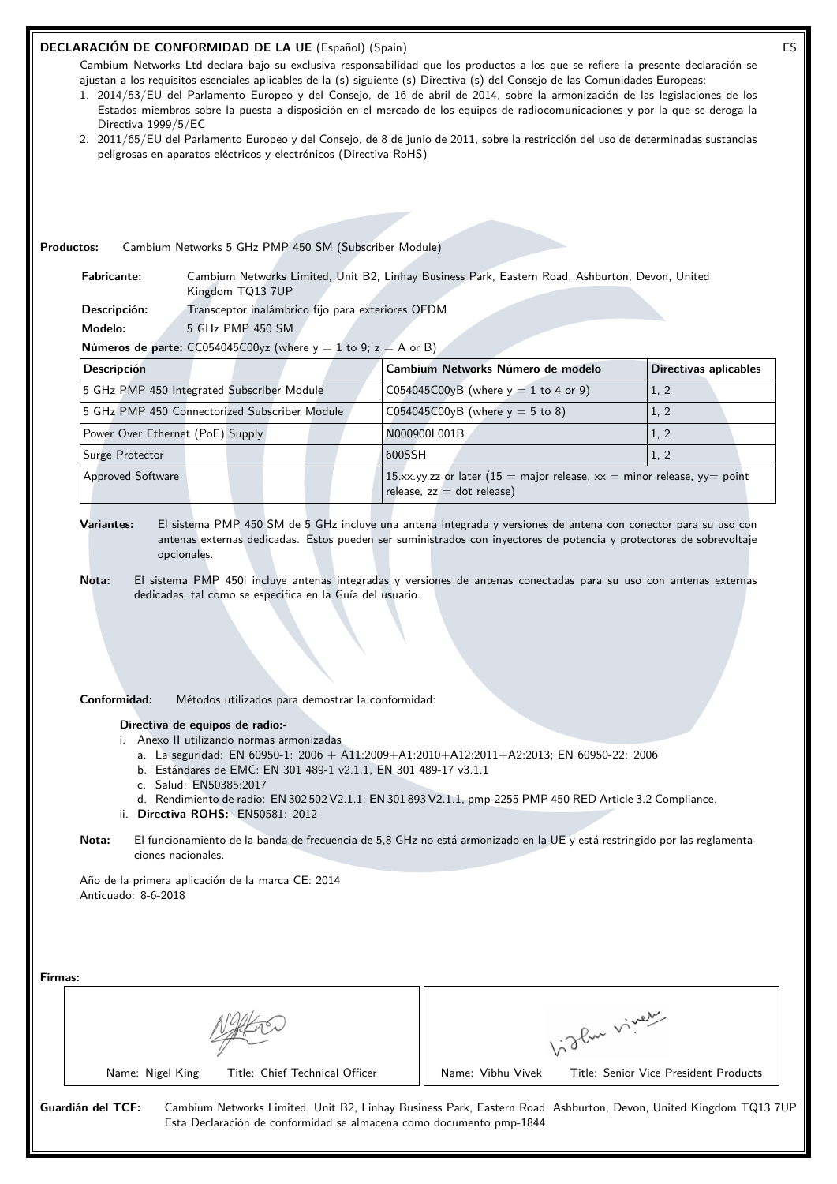## DECLARACIÓN DE CONFORMIDAD DE LA UE (Español) (Spain)

ES

Cambium Networks Ltd declara bajo su exclusiva responsabilidad que los productos a los que se refiere la presente declaración se ajustan a los requisitos esenciales aplicables de la (s) siguiente (s) Directiva (s) del Consejo de las Comunidades Europeas:

1. 2014/53/EU del Parlamento Europeo y del Consejo, de 16 de abril de 2014, sobre la armonización de las legislaciones de los Estados miembros sobre la puesta a disposición en el mercado de los equipos de radiocomunicaciones y por la que se deroga la Directiva 1999/5/EC
2. 2011/65/EU del Parlamento Europeo y del Consejo, de 8 de junio de 2011, sobre la restricción del uso de determinadas sustancias peligrosas en aparatos eléctricos y electrónicos (Directiva RoHS)

**Productos:** Cambium Networks 5 GHz PMP 450 SM (Subscriber Module)

**Fabricante:** Cambium Networks Limited, Unit B2, Linhay Business Park, Eastern Road, Ashburton, Devon, United Kingdom TQ13 7UP

**Descripción:** Transceptor inalámbrico fijo para exteriores OFDM

**Modelo:** 5 GHz PMP 450 SM

**Números de parte:** CC054045C00yz (where y = 1 to 9; z = A or B)

| Descripción | Cambium Networks Número de modelo | Directivas aplicables |
|---|---|---|
| 5 GHz PMP 450 Integrated Subscriber Module | C054045C00yB (where y = 1 to 4 or 9) | 1, 2 |
| 5 GHz PMP 450 Connectorized Subscriber Module | C054045C00yB (where y = 5 to 8) | 1, 2 |
| Power Over Ethernet (PoE) Supply | N000900L001B | 1, 2 |
| Surge Protector | 600SSH | 1, 2 |
| Approved Software | 15.xx.yy.zz or later (15 = major release, xx = minor release, yy= point release, zz = dot release) | |

**Variantes:** El sistema PMP 450 SM de 5 GHz incluye una antena integrada y versiones de antena con conector para su uso con antenas externas dedicadas. Estos pueden ser suministrados con inyectores de potencia y protectores de sobrevoltaje opcionales.

**Nota:** El sistema PMP 450i incluye antenas integradas y versiones de antenas conectadas para su uso con antenas externas dedicadas, tal como se especifica en la Guía del usuario.

**Conformidad:** Métodos utilizados para demostrar la conformidad:

**Directiva de equipos de radio:-**

i. Anexo II utilizando normas armonizadas
   a. La seguridad: EN 60950-1: 2006 + A11:2009+A1:2010+A12:2011+A2:2013; EN 60950-22: 2006
   b. Estándares de EMC: EN 301 489-1 v2.1.1, EN 301 489-17 v3.1.1
   c. Salud: EN50385:2017
   d. Rendimiento de radio: EN 302 502 V2.1.1; EN 301 893 V2.1.1, pmp-2255 PMP 450 RED Article 3.2 Compliance.

ii. **Directiva ROHS:-** EN50581: 2012

**Nota:** El funcionamiento de la banda de frecuencia de 5,8 GHz no está armonizado en la UE y está restringido por las reglamentaciones nacionales.

Año de la primera aplicación de la marca CE: 2014
Anticuado: 8-6-2018

**Firmas:**

| Name: Nigel King | Title: Chief Technical Officer | Name: Vibhu Vivek | Title: Senior Vice President Products |
|---|---|---|---|

**Guardián del TCF:** Cambium Networks Limited, Unit B2, Linhay Business Park, Eastern Road, Ashburton, Devon, United Kingdom TQ13 7UP
Esta Declaración de conformidad se almacena como documento pmp-1844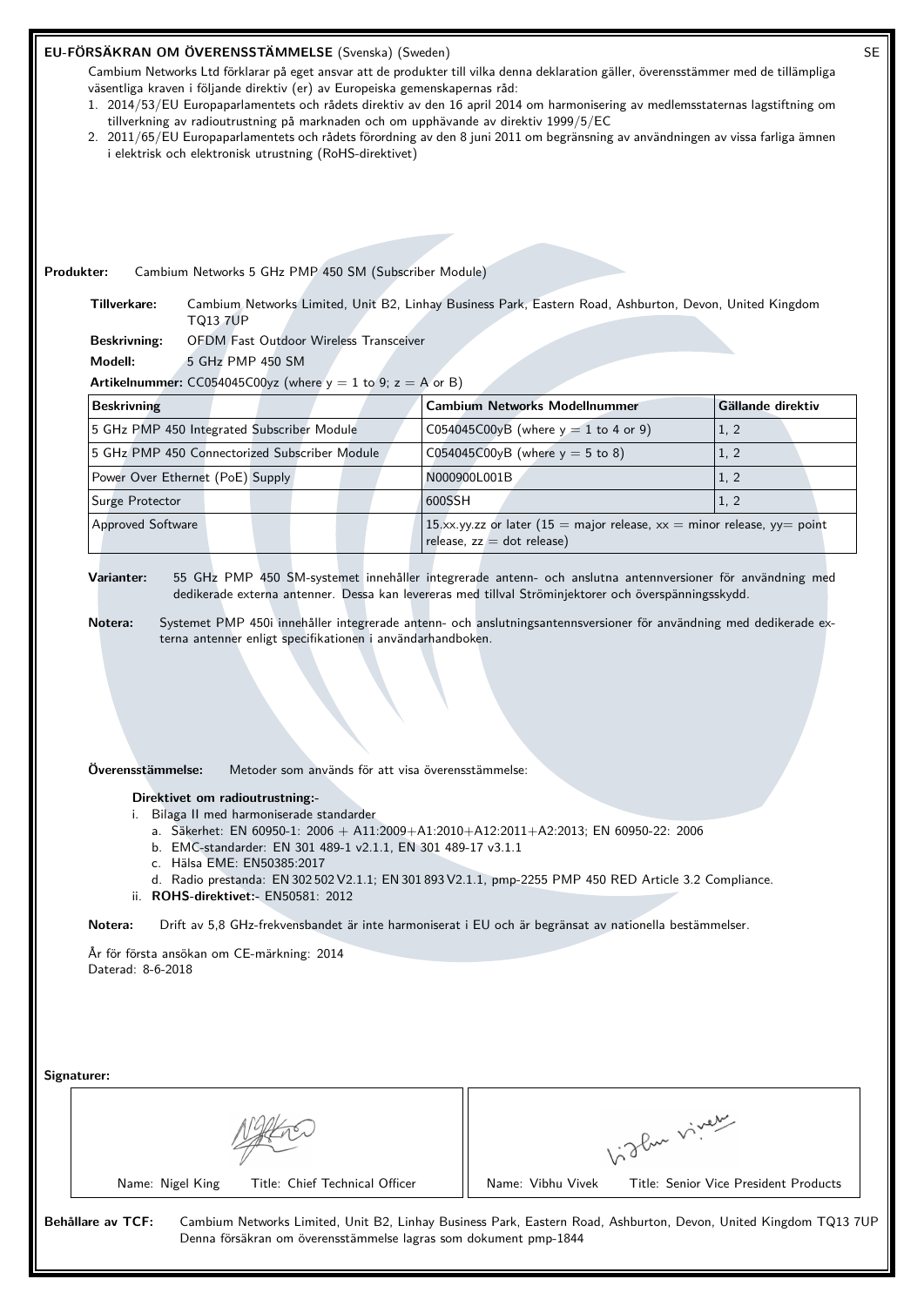## EU-FÖRSÄKRAN OM ÖVERENSSTÄMMELSE (Svenska) (Sweden)

SE

Cambium Networks Ltd förklarar på eget ansvar att de produkter till vilka denna deklaration gäller, överensstämmer med de tillämpliga väsentliga kraven i följande direktiv (er) av Europeiska gemenskapernas råd:

1. 2014/53/EU Europaparlamentets och rådets direktiv av den 16 april 2014 om harmonisering av medlemsstaternas lagstiftning om tillverkning av radioutrustning på marknaden och om upphävande av direktiv 1999/5/EC
2. 2011/65/EU Europaparlamentets och rådets förordning av den 8 juni 2011 om begränsning av användningen av vissa farliga ämnen i elektrisk och elektronisk utrustning (RoHS-direktivet)

**Produkter:** Cambium Networks 5 GHz PMP 450 SM (Subscriber Module)

**Tillverkare:** Cambium Networks Limited, Unit B2, Linhay Business Park, Eastern Road, Ashburton, Devon, United Kingdom TQ13 7UP

**Beskrivning:** OFDM Fast Outdoor Wireless Transceiver

**Modell:** 5 GHz PMP 450 SM

**Artikelnummer:** CC054045C00yz (where y = 1 to 9; z = A or B)

| Beskrivning | Cambium Networks Modellnummer | Gällande direktiv |
|---|---|---|
| 5 GHz PMP 450 Integrated Subscriber Module | C054045C00yB (where y = 1 to 4 or 9) | 1, 2 |
| 5 GHz PMP 450 Connectorized Subscriber Module | C054045C00yB (where y = 5 to 8) | 1, 2 |
| Power Over Ethernet (PoE) Supply | N000900L001B | 1, 2 |
| Surge Protector | 600SSH | 1, 2 |
| Approved Software | 15.xx.yy.zz or later (15 = major release, xx = minor release, yy= point release, zz = dot release) | |

**Varianter:** 55 GHz PMP 450 SM-systemet innehåller integrerade antenn- och anslutna antennversioner för användning med dedikerade externa antenner. Dessa kan levereras med tillval Ströminjektorer och överspänningsskydd.

**Notera:** Systemet PMP 450i innehåller integrerade antenn- och anslutningsantennsversioner för användning med dedikerade externa antenner enligt specifikationen i användarhandboken.

**Överensstämmelse:** Metoder som används för att visa överensstämmelse:

**Direktivet om radioutrustning:-**

i. Bilaga II med harmoniserade standarder
   a. Säkerhet: EN 60950-1: 2006 + A11:2009+A1:2010+A12:2011+A2:2013; EN 60950-22: 2006
   b. EMC-standarder: EN 301 489-1 v2.1.1, EN 301 489-17 v3.1.1
   c. Hälsa EME: EN50385:2017
   d. Radio prestanda: EN 302 502 V2.1.1; EN 301 893 V2.1.1, pmp-2255 PMP 450 RED Article 3.2 Compliance.

ii. **ROHS-direktivet:-** EN50581: 2012

**Notera:** Drift av 5,8 GHz-frekvensbandet är inte harmoniserat i EU och är begränsat av nationella bestämmelser.

År för första ansökan om CE-märkning: 2014
Daterad: 8-6-2018

**Signaturer:**

| | |
|---|---|
| Name: Nigel King Title: Chief Technical Officer | Name: Vibhu Vivek Title: Senior Vice President Products |

**Behållare av TCF:** Cambium Networks Limited, Unit B2, Linhay Business Park, Eastern Road, Ashburton, Devon, United Kingdom TQ13 7UP
Denna försäkran om överensstämmelse lagras som dokument pmp-1844